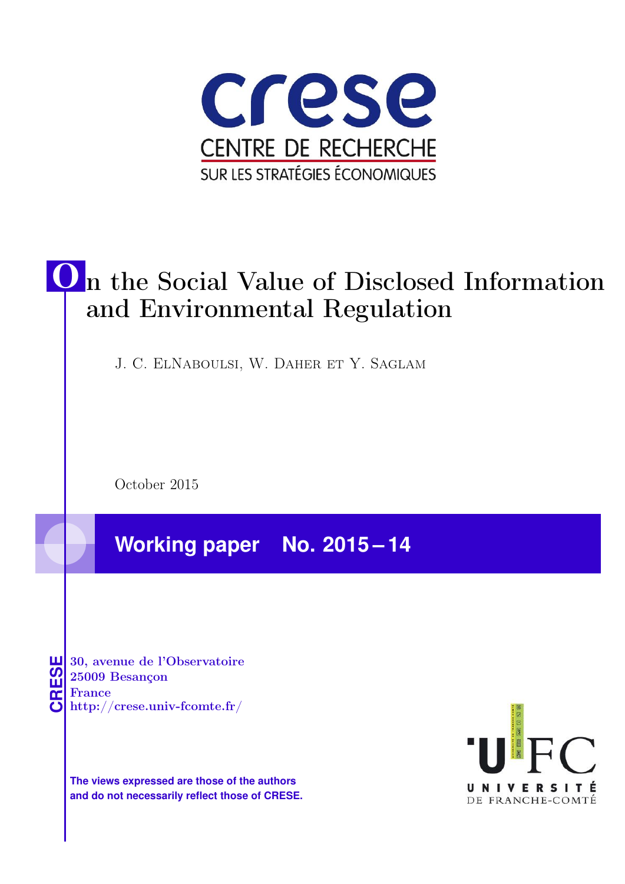crese

CENTRE DE RECHERCHE

SUR LES STRATÉGIES ÉCONOMIQUES

# On the Social Value of Disclosed Information and Environmental Regulation

J. C. ElNaboulsi, W. Daher et Y. Saglam

October 2015

## Working paper No. 2015 – 14

CRESE

30, avenue de l'Observatoire
25009 Besançon
France
http://crese.univ-fcomte.fr/

**The views expressed are those of the authors and do not necessarily reflect those of CRESE.**

UFC UNIVERSITÉ DE FRANCHE-COMTÉ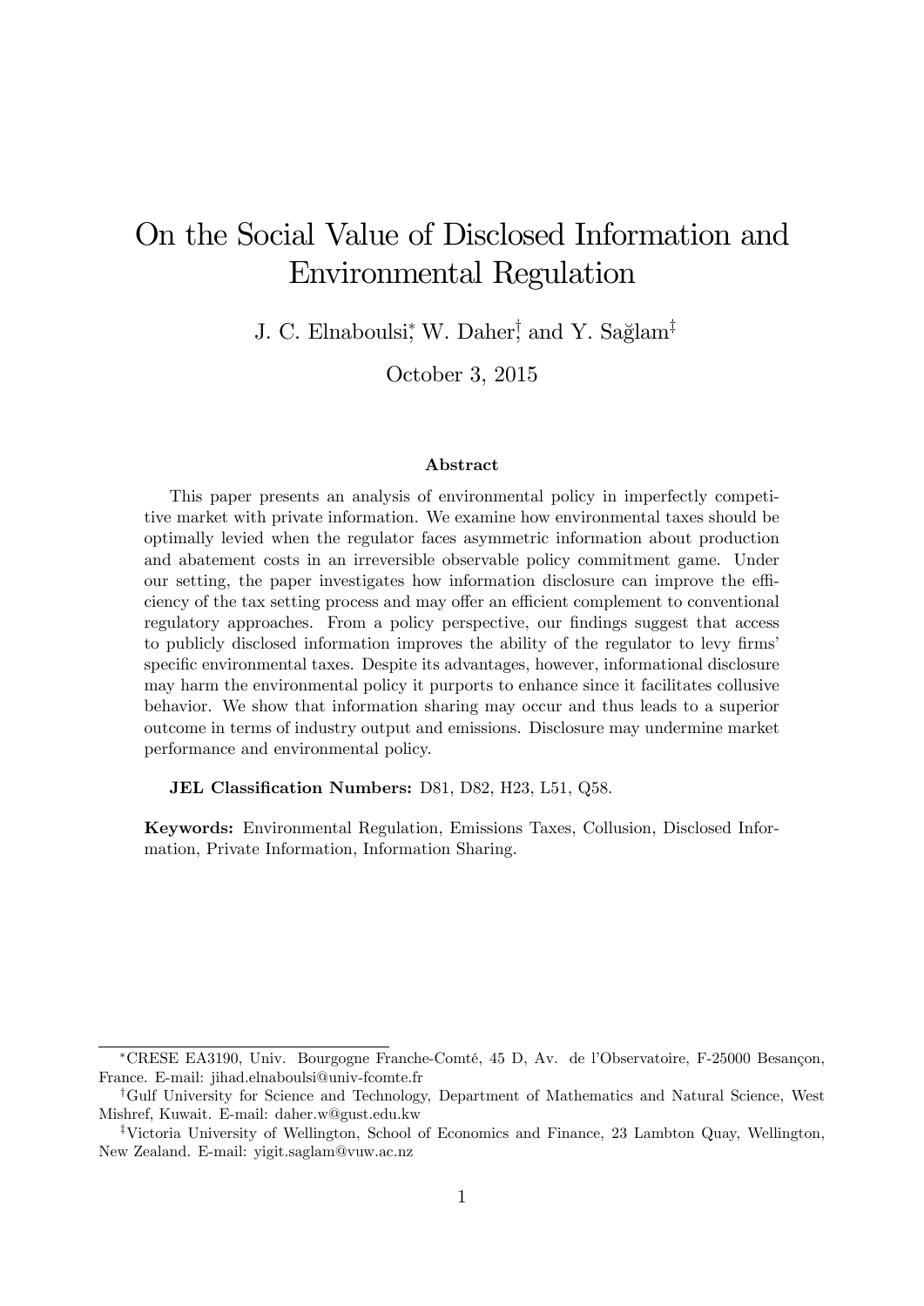# On the Social Value of Disclosed Information and Environmental Regulation

J. C. Elnaboulsi[*], W. Daher[†], and Y. Sağlam[‡]

October 3, 2015

### Abstract

This paper presents an analysis of environmental policy in imperfectly competitive market with private information. We examine how environmental taxes should be optimally levied when the regulator faces asymmetric information about production and abatement costs in an irreversible observable policy commitment game. Under our setting, the paper investigates how information disclosure can improve the efficiency of the tax setting process and may offer an efficient complement to conventional regulatory approaches. From a policy perspective, our findings suggest that access to publicly disclosed information improves the ability of the regulator to levy firms' specific environmental taxes. Despite its advantages, however, informational disclosure may harm the environmental policy it purports to enhance since it facilitates collusive behavior. We show that information sharing may occur and thus leads to a superior outcome in terms of industry output and emissions. Disclosure may undermine market performance and environmental policy.

**JEL Classification Numbers:** D81, D82, H23, L51, Q58.

**Keywords:** Environmental Regulation, Emissions Taxes, Collusion, Disclosed Information, Private Information, Information Sharing.

---

[*] CRESE EA3190, Univ. Bourgogne Franche-Comté, 45 D, Av. de l'Observatoire, F-25000 Besançon, France. E-mail: jihad.elnaboulsi@univ-fcomte.fr

[†] Gulf University for Science and Technology, Department of Mathematics and Natural Science, West Mishref, Kuwait. E-mail: daher.w@gust.edu.kw

[‡] Victoria University of Wellington, School of Economics and Finance, 23 Lambton Quay, Wellington, New Zealand. E-mail: yigit.saglam@vuw.ac.nz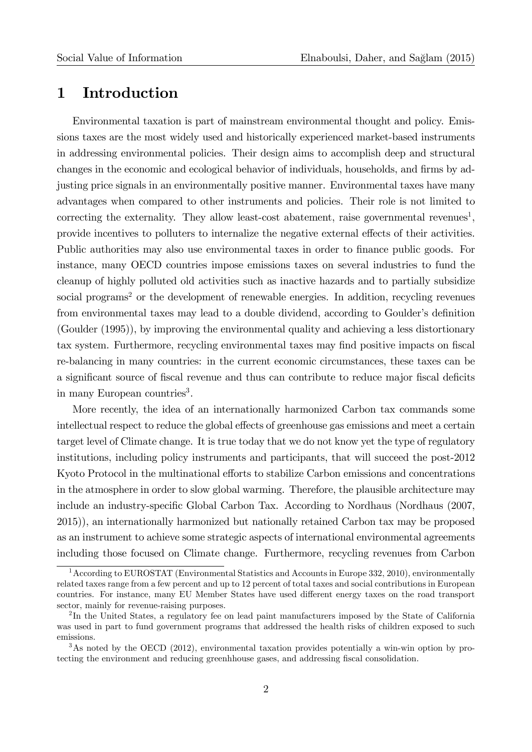# 1 Introduction

Environmental taxation is part of mainstream environmental thought and policy. Emissions taxes are the most widely used and historically experienced market-based instruments in addressing environmental policies. Their design aims to accomplish deep and structural changes in the economic and ecological behavior of individuals, households, and firms by adjusting price signals in an environmentally positive manner. Environmental taxes have many advantages when compared to other instruments and policies. Their role is not limited to correcting the externality. They allow least-cost abatement, raise governmental revenues[1], provide incentives to polluters to internalize the negative external effects of their activities. Public authorities may also use environmental taxes in order to finance public goods. For instance, many OECD countries impose emissions taxes on several industries to fund the cleanup of highly polluted old activities such as inactive hazards and to partially subsidize social programs[2] or the development of renewable energies. In addition, recycling revenues from environmental taxes may lead to a double dividend, according to Goulder's definition (Goulder (1995)), by improving the environmental quality and achieving a less distortionary tax system. Furthermore, recycling environmental taxes may find positive impacts on fiscal re-balancing in many countries: in the current economic circumstances, these taxes can be a significant source of fiscal revenue and thus can contribute to reduce major fiscal deficits in many European countries[3].

More recently, the idea of an internationally harmonized Carbon tax commands some intellectual respect to reduce the global effects of greenhouse gas emissions and meet a certain target level of Climate change. It is true today that we do not know yet the type of regulatory institutions, including policy instruments and participants, that will succeed the post-2012 Kyoto Protocol in the multinational efforts to stabilize Carbon emissions and concentrations in the atmosphere in order to slow global warming. Therefore, the plausible architecture may include an industry-specific Global Carbon Tax. According to Nordhaus (Nordhaus (2007, 2015)), an internationally harmonized but nationally retained Carbon tax may be proposed as an instrument to achieve some strategic aspects of international environmental agreements including those focused on Climate change. Furthermore, recycling revenues from Carbon

[1] According to EUROSTAT (Environmental Statistics and Accounts in Europe 332, 2010), environmentally related taxes range from a few percent and up to 12 percent of total taxes and social contributions in European countries. For instance, many EU Member States have used different energy taxes on the road transport sector, mainly for revenue-raising purposes.

[2] In the United States, a regulatory fee on lead paint manufacturers imposed by the State of California was used in part to fund government programs that addressed the health risks of children exposed to such emissions.

[3] As noted by the OECD (2012), environmental taxation provides potentially a win-win option by protecting the environment and reducing greenhhouse gases, and addressing fiscal consolidation.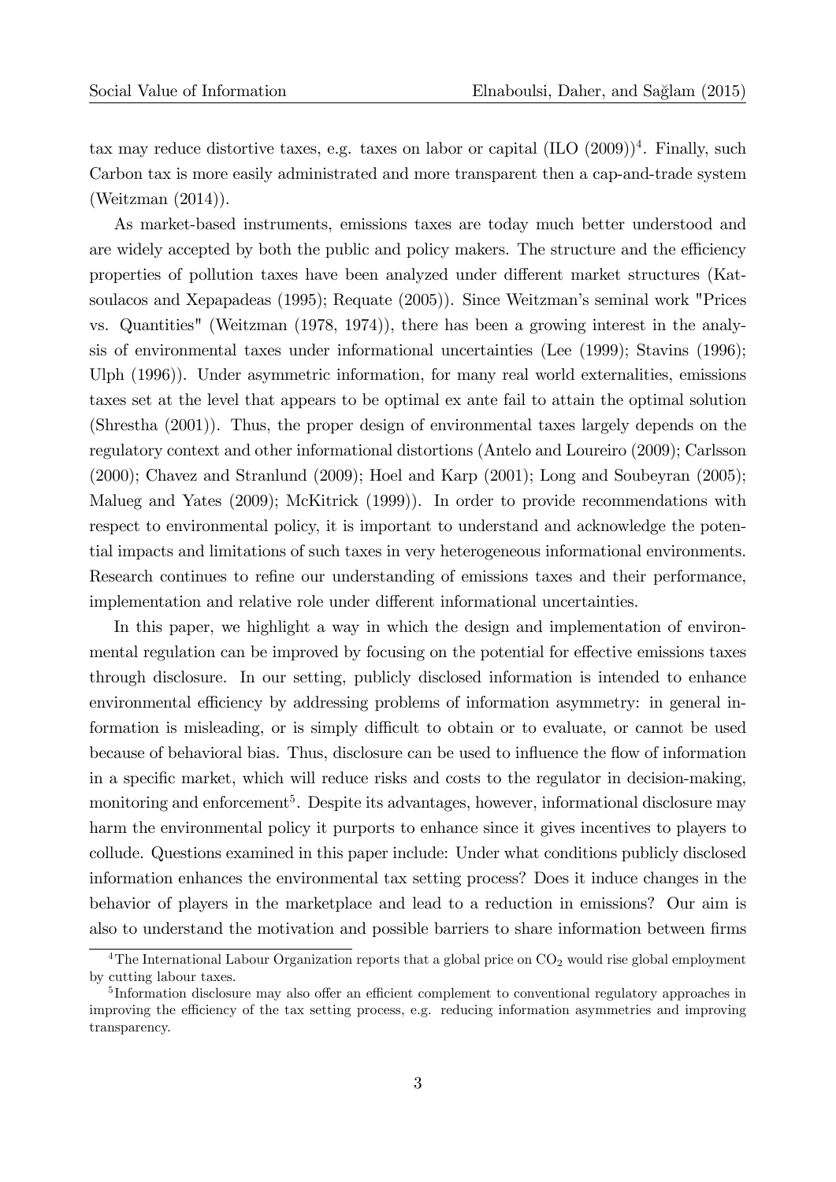tax may reduce distortive taxes, e.g. taxes on labor or capital (ILO (2009))[4]. Finally, such Carbon tax is more easily administrated and more transparent then a cap-and-trade system (Weitzman (2014)).

As market-based instruments, emissions taxes are today much better understood and are widely accepted by both the public and policy makers. The structure and the efficiency properties of pollution taxes have been analyzed under different market structures (Katsoulacos and Xepapadeas (1995); Requate (2005)). Since Weitzman's seminal work "Prices vs. Quantities" (Weitzman (1978, 1974)), there has been a growing interest in the analysis of environmental taxes under informational uncertainties (Lee (1999); Stavins (1996); Ulph (1996)). Under asymmetric information, for many real world externalities, emissions taxes set at the level that appears to be optimal ex ante fail to attain the optimal solution (Shrestha (2001)). Thus, the proper design of environmental taxes largely depends on the regulatory context and other informational distortions (Antelo and Loureiro (2009); Carlsson (2000); Chavez and Stranlund (2009); Hoel and Karp (2001); Long and Soubeyran (2005); Malueg and Yates (2009); McKitrick (1999)). In order to provide recommendations with respect to environmental policy, it is important to understand and acknowledge the potential impacts and limitations of such taxes in very heterogeneous informational environments. Research continues to refine our understanding of emissions taxes and their performance, implementation and relative role under different informational uncertainties.

In this paper, we highlight a way in which the design and implementation of environmental regulation can be improved by focusing on the potential for effective emissions taxes through disclosure. In our setting, publicly disclosed information is intended to enhance environmental efficiency by addressing problems of information asymmetry: in general information is misleading, or is simply difficult to obtain or to evaluate, or cannot be used because of behavioral bias. Thus, disclosure can be used to influence the flow of information in a specific market, which will reduce risks and costs to the regulator in decision-making, monitoring and enforcement[5]. Despite its advantages, however, informational disclosure may harm the environmental policy it purports to enhance since it gives incentives to players to collude. Questions examined in this paper include: Under what conditions publicly disclosed information enhances the environmental tax setting process? Does it induce changes in the behavior of players in the marketplace and lead to a reduction in emissions? Our aim is also to understand the motivation and possible barriers to share information between firms

[4]The International Labour Organization reports that a global price on $CO_2$ would rise global employment by cutting labour taxes.

[5]Information disclosure may also offer an efficient complement to conventional regulatory approaches in improving the efficiency of the tax setting process, e.g. reducing information asymmetries and improving transparency.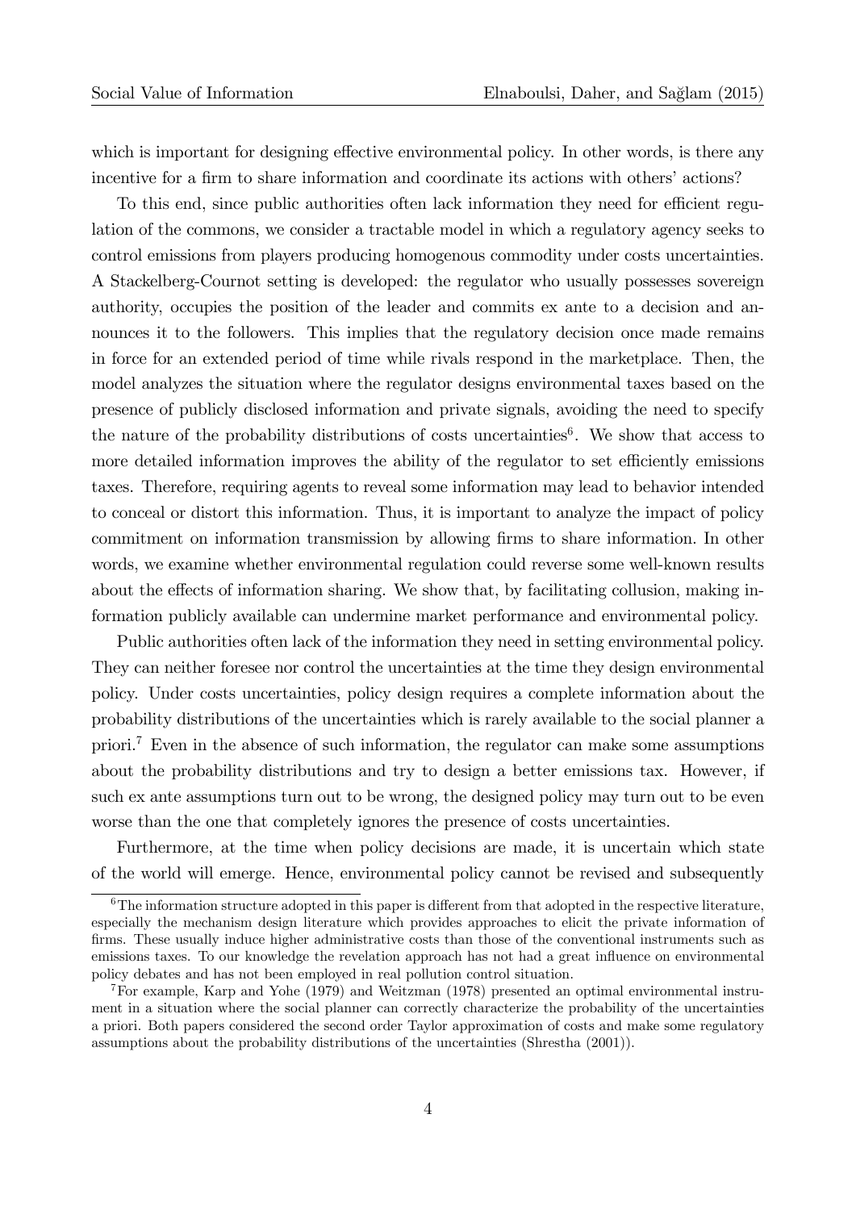which is important for designing effective environmental policy. In other words, is there any incentive for a firm to share information and coordinate its actions with others' actions?

To this end, since public authorities often lack information they need for efficient regulation of the commons, we consider a tractable model in which a regulatory agency seeks to control emissions from players producing homogenous commodity under costs uncertainties. A Stackelberg-Cournot setting is developed: the regulator who usually possesses sovereign authority, occupies the position of the leader and commits ex ante to a decision and announces it to the followers. This implies that the regulatory decision once made remains in force for an extended period of time while rivals respond in the marketplace. Then, the model analyzes the situation where the regulator designs environmental taxes based on the presence of publicly disclosed information and private signals, avoiding the need to specify the nature of the probability distributions of costs uncertainties[6]. We show that access to more detailed information improves the ability of the regulator to set efficiently emissions taxes. Therefore, requiring agents to reveal some information may lead to behavior intended to conceal or distort this information. Thus, it is important to analyze the impact of policy commitment on information transmission by allowing firms to share information. In other words, we examine whether environmental regulation could reverse some well-known results about the effects of information sharing. We show that, by facilitating collusion, making information publicly available can undermine market performance and environmental policy.

Public authorities often lack of the information they need in setting environmental policy. They can neither foresee nor control the uncertainties at the time they design environmental policy. Under costs uncertainties, policy design requires a complete information about the probability distributions of the uncertainties which is rarely available to the social planner a priori.[7] Even in the absence of such information, the regulator can make some assumptions about the probability distributions and try to design a better emissions tax. However, if such ex ante assumptions turn out to be wrong, the designed policy may turn out to be even worse than the one that completely ignores the presence of costs uncertainties.

Furthermore, at the time when policy decisions are made, it is uncertain which state of the world will emerge. Hence, environmental policy cannot be revised and subsequently

[6] The information structure adopted in this paper is different from that adopted in the respective literature, especially the mechanism design literature which provides approaches to elicit the private information of firms. These usually induce higher administrative costs than those of the conventional instruments such as emissions taxes. To our knowledge the revelation approach has not had a great influence on environmental policy debates and has not been employed in real pollution control situation.

[7] For example, Karp and Yohe (1979) and Weitzman (1978) presented an optimal environmental instrument in a situation where the social planner can correctly characterize the probability of the uncertainties a priori. Both papers considered the second order Taylor approximation of costs and make some regulatory assumptions about the probability distributions of the uncertainties (Shrestha (2001)).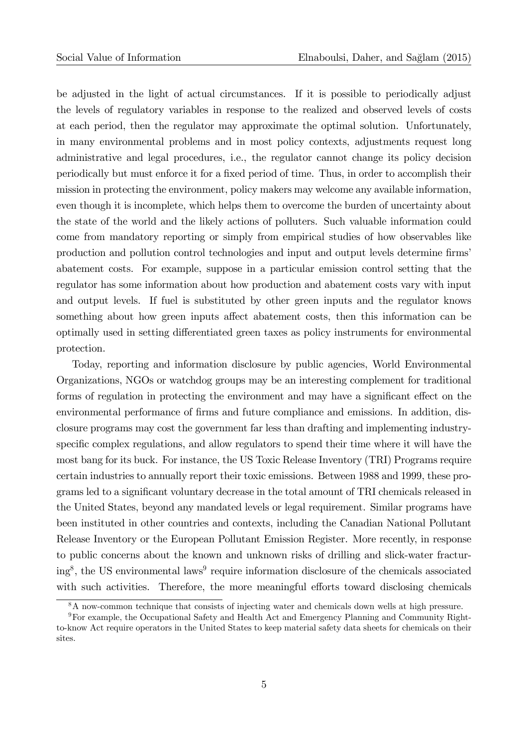be adjusted in the light of actual circumstances. If it is possible to periodically adjust the levels of regulatory variables in response to the realized and observed levels of costs at each period, then the regulator may approximate the optimal solution. Unfortunately, in many environmental problems and in most policy contexts, adjustments request long administrative and legal procedures, i.e., the regulator cannot change its policy decision periodically but must enforce it for a fixed period of time. Thus, in order to accomplish their mission in protecting the environment, policy makers may welcome any available information, even though it is incomplete, which helps them to overcome the burden of uncertainty about the state of the world and the likely actions of polluters. Such valuable information could come from mandatory reporting or simply from empirical studies of how observables like production and pollution control technologies and input and output levels determine firms' abatement costs. For example, suppose in a particular emission control setting that the regulator has some information about how production and abatement costs vary with input and output levels. If fuel is substituted by other green inputs and the regulator knows something about how green inputs affect abatement costs, then this information can be optimally used in setting differentiated green taxes as policy instruments for environmental protection.

Today, reporting and information disclosure by public agencies, World Environmental Organizations, NGOs or watchdog groups may be an interesting complement for traditional forms of regulation in protecting the environment and may have a significant effect on the environmental performance of firms and future compliance and emissions. In addition, disclosure programs may cost the government far less than drafting and implementing industry-specific complex regulations, and allow regulators to spend their time where it will have the most bang for its buck. For instance, the US Toxic Release Inventory (TRI) Programs require certain industries to annually report their toxic emissions. Between 1988 and 1999, these programs led to a significant voluntary decrease in the total amount of TRI chemicals released in the United States, beyond any mandated levels or legal requirement. Similar programs have been instituted in other countries and contexts, including the Canadian National Pollutant Release Inventory or the European Pollutant Emission Register. More recently, in response to public concerns about the known and unknown risks of drilling and slick-water fracturing[8], the US environmental laws[9] require information disclosure of the chemicals associated with such activities. Therefore, the more meaningful efforts toward disclosing chemicals

[8] A now-common technique that consists of injecting water and chemicals down wells at high pressure.

[9] For example, the Occupational Safety and Health Act and Emergency Planning and Community Right-to-know Act require operators in the United States to keep material safety data sheets for chemicals on their sites.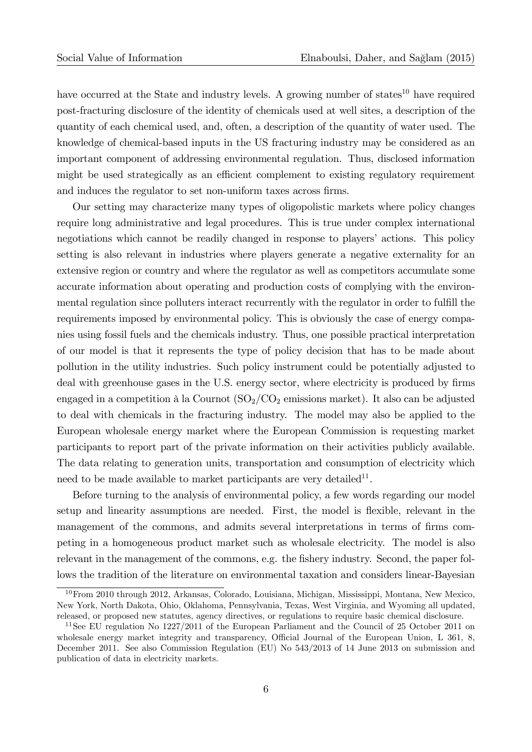have occurred at the State and industry levels. A growing number of states[10] have required post-fracturing disclosure of the identity of chemicals used at well sites, a description of the quantity of each chemical used, and, often, a description of the quantity of water used. The knowledge of chemical-based inputs in the US fracturing industry may be considered as an important component of addressing environmental regulation. Thus, disclosed information might be used strategically as an efficient complement to existing regulatory requirement and induces the regulator to set non-uniform taxes across firms.

Our setting may characterize many types of oligopolistic markets where policy changes require long administrative and legal procedures. This is true under complex international negotiations which cannot be readily changed in response to players' actions. This policy setting is also relevant in industries where players generate a negative externality for an extensive region or country and where the regulator as well as competitors accumulate some accurate information about operating and production costs of complying with the environmental regulation since polluters interact recurrently with the regulator in order to fulfill the requirements imposed by environmental policy. This is obviously the case of energy companies using fossil fuels and the chemicals industry. Thus, one possible practical interpretation of our model is that it represents the type of policy decision that has to be made about pollution in the utility industries. Such policy instrument could be potentially adjusted to deal with greenhouse gases in the U.S. energy sector, where electricity is produced by firms engaged in a competition à la Cournot ($SO_2/CO_2$ emissions market). It also can be adjusted to deal with chemicals in the fracturing industry. The model may also be applied to the European wholesale energy market where the European Commission is requesting market participants to report part of the private information on their activities publicly available. The data relating to generation units, transportation and consumption of electricity which need to be made available to market participants are very detailed[11].

Before turning to the analysis of environmental policy, a few words regarding our model setup and linearity assumptions are needed. First, the model is flexible, relevant in the management of the commons, and admits several interpretations in terms of firms competing in a homogeneous product market such as wholesale electricity. The model is also relevant in the management of the commons, e.g. the fishery industry. Second, the paper follows the tradition of the literature on environmental taxation and considers linear-Bayesian

---

[10] From 2010 through 2012, Arkansas, Colorado, Louisiana, Michigan, Mississippi, Montana, New Mexico, New York, North Dakota, Ohio, Oklahoma, Pennsylvania, Texas, West Virginia, and Wyoming all updated, released, or proposed new statutes, agency directives, or regulations to require basic chemical disclosure.

[11] See EU regulation No 1227/2011 of the European Parliament and the Council of 25 October 2011 on wholesale energy market integrity and transparency, Official Journal of the European Union, L 361, 8, December 2011. See also Commission Regulation (EU) No 543/2013 of 14 June 2013 on submission and publication of data in electricity markets.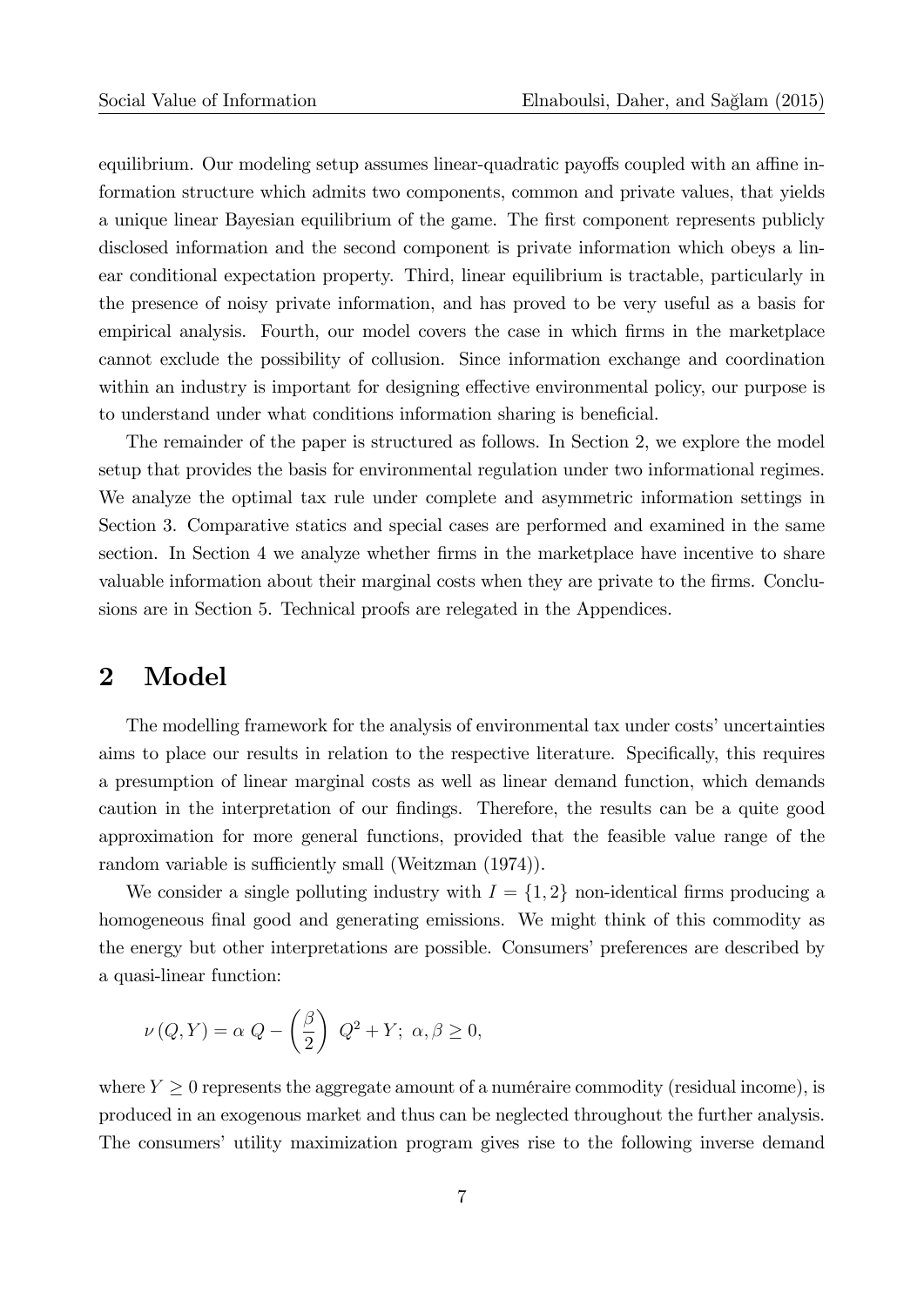equilibrium. Our modeling setup assumes linear-quadratic payoffs coupled with an affine information structure which admits two components, common and private values, that yields a unique linear Bayesian equilibrium of the game. The first component represents publicly disclosed information and the second component is private information which obeys a linear conditional expectation property. Third, linear equilibrium is tractable, particularly in the presence of noisy private information, and has proved to be very useful as a basis for empirical analysis. Fourth, our model covers the case in which firms in the marketplace cannot exclude the possibility of collusion. Since information exchange and coordination within an industry is important for designing effective environmental policy, our purpose is to understand under what conditions information sharing is beneficial.

The remainder of the paper is structured as follows. In Section 2, we explore the model setup that provides the basis for environmental regulation under two informational regimes. We analyze the optimal tax rule under complete and asymmetric information settings in Section 3. Comparative statics and special cases are performed and examined in the same section. In Section 4 we analyze whether firms in the marketplace have incentive to share valuable information about their marginal costs when they are private to the firms. Conclusions are in Section 5. Technical proofs are relegated in the Appendices.

# 2 Model

The modelling framework for the analysis of environmental tax under costs' uncertainties aims to place our results in relation to the respective literature. Specifically, this requires a presumption of linear marginal costs as well as linear demand function, which demands caution in the interpretation of our findings. Therefore, the results can be a quite good approximation for more general functions, provided that the feasible value range of the random variable is sufficiently small (Weitzman (1974)).

We consider a single polluting industry with $I = \{1, 2\}$ non-identical firms producing a homogeneous final good and generating emissions. We might think of this commodity as the energy but other interpretations are possible. Consumers' preferences are described by a quasi-linear function:

$$\nu(Q, Y) = \alpha\ Q - \left(\frac{\beta}{2}\right)\ Q^2 + Y;\ \alpha, \beta \geq 0,$$

where $Y \geq 0$ represents the aggregate amount of a numéraire commodity (residual income), is produced in an exogenous market and thus can be neglected throughout the further analysis. The consumers' utility maximization program gives rise to the following inverse demand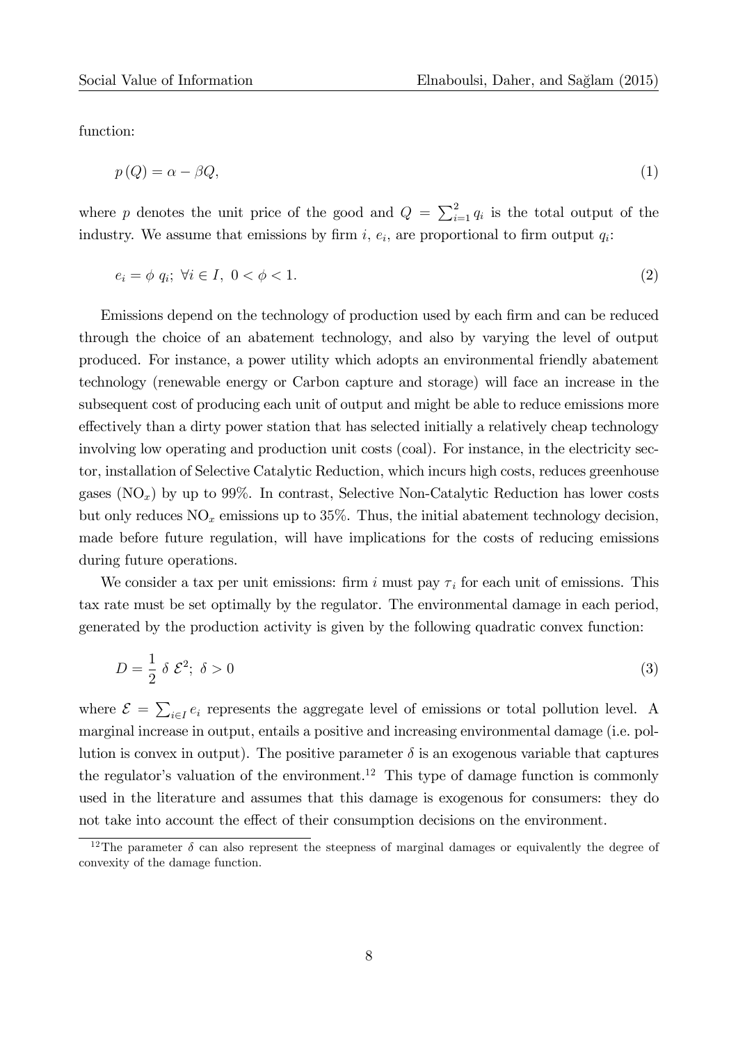function:

$$p(Q) = \alpha - \beta Q, \tag{1}$$

where $p$ denotes the unit price of the good and $Q = \sum_{i=1}^{2} q_i$ is the total output of the industry. We assume that emissions by firm $i$, $e_i$, are proportional to firm output $q_i$:

$$e_i = \phi \; q_i; \; \forall i \in I, \; 0 < \phi < 1. \tag{2}$$

Emissions depend on the technology of production used by each firm and can be reduced through the choice of an abatement technology, and also by varying the level of output produced. For instance, a power utility which adopts an environmental friendly abatement technology (renewable energy or Carbon capture and storage) will face an increase in the subsequent cost of producing each unit of output and might be able to reduce emissions more effectively than a dirty power station that has selected initially a relatively cheap technology involving low operating and production unit costs (coal). For instance, in the electricity sector, installation of Selective Catalytic Reduction, which incurs high costs, reduces greenhouse gases ($NO_x$) by up to 99%. In contrast, Selective Non-Catalytic Reduction has lower costs but only reduces $NO_x$ emissions up to 35%. Thus, the initial abatement technology decision, made before future regulation, will have implications for the costs of reducing emissions during future operations.

We consider a tax per unit emissions: firm $i$ must pay $\tau_i$ for each unit of emissions. This tax rate must be set optimally by the regulator. The environmental damage in each period, generated by the production activity is given by the following quadratic convex function:

$$D = \frac{1}{2} \; \delta \; \mathcal{E}^2; \; \delta > 0 \tag{3}$$

where $\mathcal{E} = \sum_{i \in I} e_i$ represents the aggregate level of emissions or total pollution level. A marginal increase in output, entails a positive and increasing environmental damage (i.e. pollution is convex in output). The positive parameter $\delta$ is an exogenous variable that captures the regulator's valuation of the environment.[12] This type of damage function is commonly used in the literature and assumes that this damage is exogenous for consumers: they do not take into account the effect of their consumption decisions on the environment.

[12] The parameter $\delta$ can also represent the steepness of marginal damages or equivalently the degree of convexity of the damage function.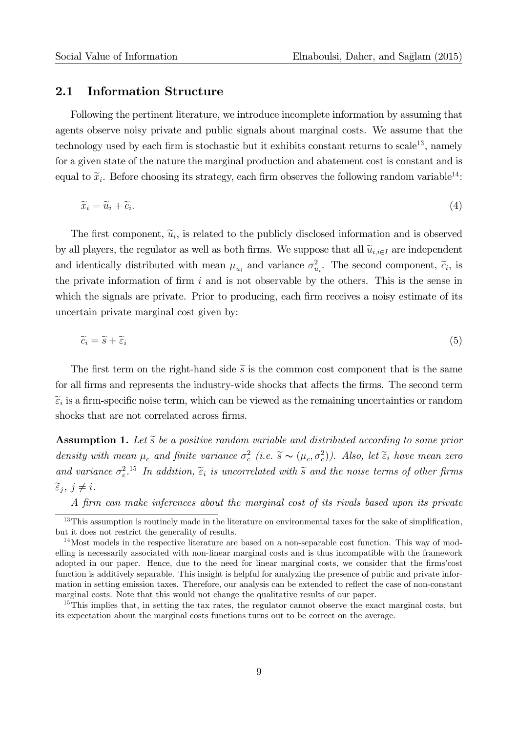## 2.1 Information Structure

Following the pertinent literature, we introduce incomplete information by assuming that agents observe noisy private and public signals about marginal costs. We assume that the technology used by each firm is stochastic but it exhibits constant returns to scale[13], namely for a given state of the nature the marginal production and abatement cost is constant and is equal to $\widetilde{x}_i$. Before choosing its strategy, each firm observes the following random variable[14]:

$$\widetilde{x}_i = \widetilde{u}_i + \widetilde{c}_i. \tag{4}$$

The first component, $\widetilde{u}_i$, is related to the publicly disclosed information and is observed by all players, the regulator as well as both firms. We suppose that all $\widetilde{u}_{i,i \in I}$ are independent and identically distributed with mean $\mu_{u_i}$ and variance $\sigma^2_{u_i}$. The second component, $\widetilde{c}_i$, is the private information of firm $i$ and is not observable by the others. This is the sense in which the signals are private. Prior to producing, each firm receives a noisy estimate of its uncertain private marginal cost given by:

$$\widetilde{c}_i = \widetilde{s} + \widetilde{\varepsilon}_i \tag{5}$$

The first term on the right-hand side $\widetilde{s}$ is the common cost component that is the same for all firms and represents the industry-wide shocks that affects the firms. The second term $\widetilde{\varepsilon}_i$ is a firm-specific noise term, which can be viewed as the remaining uncertainties or random shocks that are not correlated across firms.

**Assumption 1.** *Let $\widetilde{s}$ be a positive random variable and distributed according to some prior density with mean $\mu_c$ and finite variance $\sigma^2_c$ (i.e. $\widetilde{s} \sim (\mu_c, \sigma^2_c)$). Also, let $\widetilde{\varepsilon}_i$ have mean zero and variance $\sigma^2_{\varepsilon}$.*[15] *In addition, $\widetilde{\varepsilon}_i$ is uncorrelated with $\widetilde{s}$ and the noise terms of other firms $\widetilde{\varepsilon}_j$, $j \neq i$.*

*A firm can make inferences about the marginal cost of its rivals based upon its private*

---

[13] This assumption is routinely made in the literature on environmental taxes for the sake of simplification, but it does not restrict the generality of results.

[14] Most models in the respective literature are based on a non-separable cost function. This way of modelling is necessarily associated with non-linear marginal costs and is thus incompatible with the framework adopted in our paper. Hence, due to the need for linear marginal costs, we consider that the firms'cost function is additively separable. This insight is helpful for analyzing the presence of public and private information in setting emission taxes. Therefore, our analysis can be extended to reflect the case of non-constant marginal costs. Note that this would not change the qualitative results of our paper.

[15] This implies that, in setting the tax rates, the regulator cannot observe the exact marginal costs, but its expectation about the marginal costs functions turns out to be correct on the average.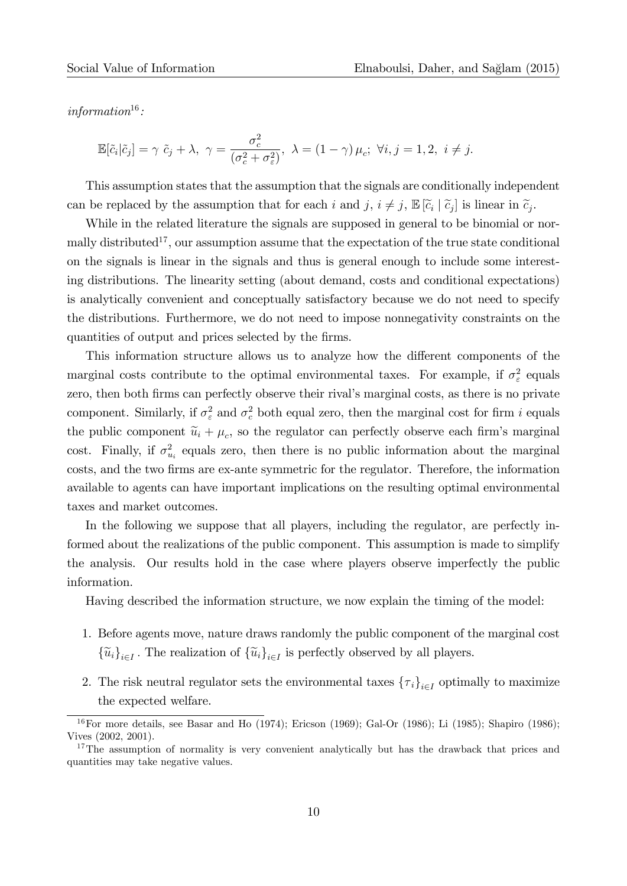*information*[16]*:*

$$\mathbb{E}[\tilde{c}_i|\tilde{c}_j] = \gamma\ \tilde{c}_j + \lambda,\ \gamma = \frac{\sigma_c^2}{(\sigma_c^2 + \sigma_\varepsilon^2)},\ \lambda = (1-\gamma)\,\mu_c;\ \forall i,j = 1,2,\ i \neq j.$$

This assumption states that the assumption that the signals are conditionally independent can be replaced by the assumption that for each $i$ and $j$, $i \neq j$, $\mathbb{E}\left[\widetilde{c}_i \mid \widetilde{c}_j\right]$ is linear in $\widetilde{c}_j$.

While in the related literature the signals are supposed in general to be binomial or normally distributed[17], our assumption assume that the expectation of the true state conditional on the signals is linear in the signals and thus is general enough to include some interesting distributions. The linearity setting (about demand, costs and conditional expectations) is analytically convenient and conceptually satisfactory because we do not need to specify the distributions. Furthermore, we do not need to impose nonnegativity constraints on the quantities of output and prices selected by the firms.

This information structure allows us to analyze how the different components of the marginal costs contribute to the optimal environmental taxes. For example, if $\sigma_\varepsilon^2$ equals zero, then both firms can perfectly observe their rival's marginal costs, as there is no private component. Similarly, if $\sigma_\varepsilon^2$ and $\sigma_c^2$ both equal zero, then the marginal cost for firm $i$ equals the public component $\widetilde{u}_i + \mu_c$, so the regulator can perfectly observe each firm's marginal cost. Finally, if $\sigma_{u_i}^2$ equals zero, then there is no public information about the marginal costs, and the two firms are ex-ante symmetric for the regulator. Therefore, the information available to agents can have important implications on the resulting optimal environmental taxes and market outcomes.

In the following we suppose that all players, including the regulator, are perfectly informed about the realizations of the public component. This assumption is made to simplify the analysis. Our results hold in the case where players observe imperfectly the public information.

Having described the information structure, we now explain the timing of the model:

1. Before agents move, nature draws randomly the public component of the marginal cost $\{\widetilde{u}_i\}_{i\in I}$. The realization of $\{\widetilde{u}_i\}_{i\in I}$ is perfectly observed by all players.

2. The risk neutral regulator sets the environmental taxes $\{\tau_i\}_{i\in I}$ optimally to maximize the expected welfare.

[16] For more details, see Basar and Ho (1974); Ericson (1969); Gal-Or (1986); Li (1985); Shapiro (1986); Vives (2002, 2001).

[17] The assumption of normality is very convenient analytically but has the drawback that prices and quantities may take negative values.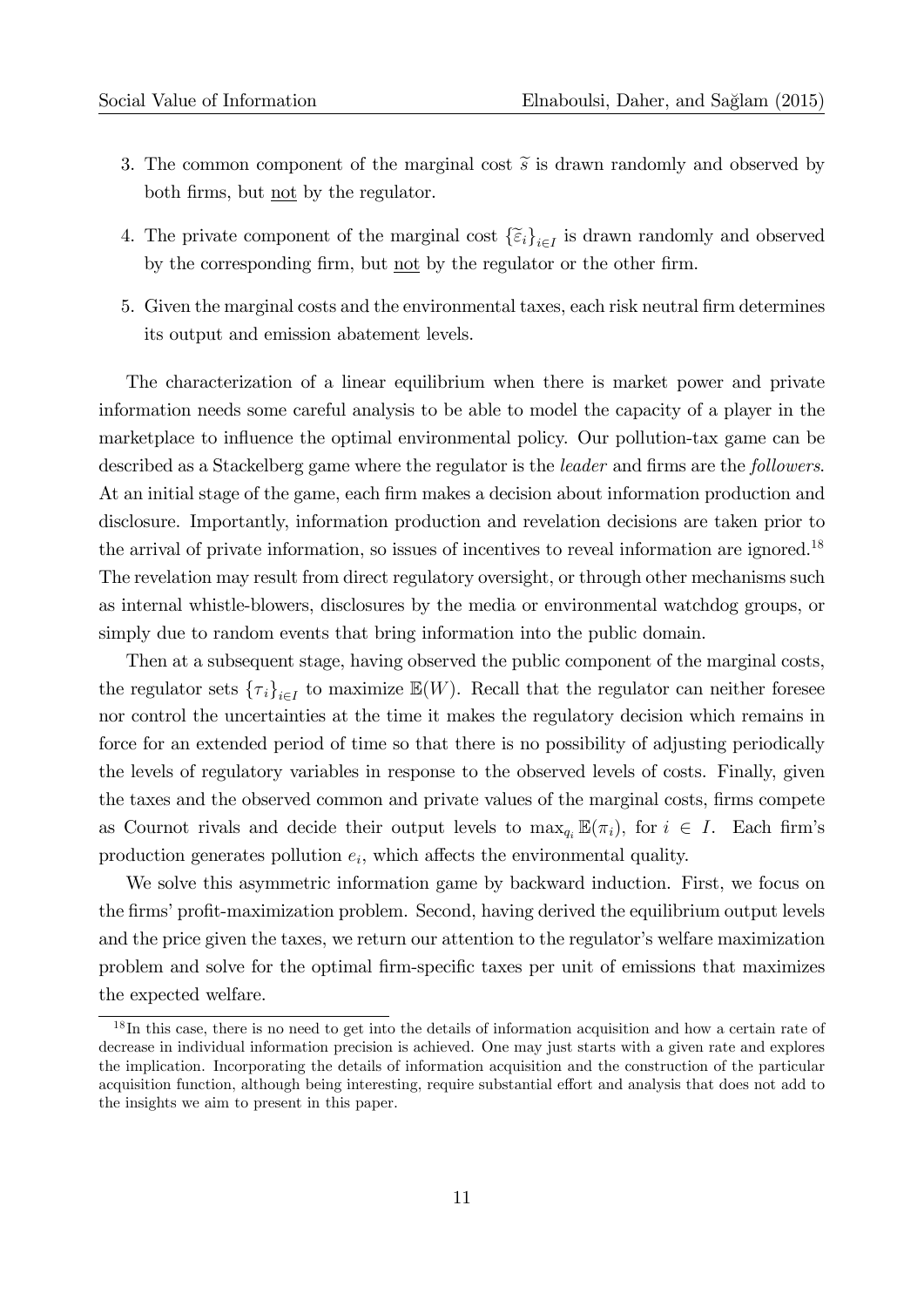3. The common component of the marginal cost $\widetilde{s}$ is drawn randomly and observed by both firms, but not by the regulator.

4. The private component of the marginal cost $\{\widetilde{\varepsilon}_i\}_{i \in I}$ is drawn randomly and observed by the corresponding firm, but not by the regulator or the other firm.

5. Given the marginal costs and the environmental taxes, each risk neutral firm determines its output and emission abatement levels.

The characterization of a linear equilibrium when there is market power and private information needs some careful analysis to be able to model the capacity of a player in the marketplace to influence the optimal environmental policy. Our pollution-tax game can be described as a Stackelberg game where the regulator is the *leader* and firms are the *followers*. At an initial stage of the game, each firm makes a decision about information production and disclosure. Importantly, information production and revelation decisions are taken prior to the arrival of private information, so issues of incentives to reveal information are ignored.[18] The revelation may result from direct regulatory oversight, or through other mechanisms such as internal whistle-blowers, disclosures by the media or environmental watchdog groups, or simply due to random events that bring information into the public domain.

Then at a subsequent stage, having observed the public component of the marginal costs, the regulator sets $\{\tau_i\}_{i \in I}$ to maximize $\mathbb{E}(W)$. Recall that the regulator can neither foresee nor control the uncertainties at the time it makes the regulatory decision which remains in force for an extended period of time so that there is no possibility of adjusting periodically the levels of regulatory variables in response to the observed levels of costs. Finally, given the taxes and the observed common and private values of the marginal costs, firms compete as Cournot rivals and decide their output levels to $\max_{q_i} \mathbb{E}(\pi_i)$, for $i \in I$. Each firm's production generates pollution $e_i$, which affects the environmental quality.

We solve this asymmetric information game by backward induction. First, we focus on the firms' profit-maximization problem. Second, having derived the equilibrium output levels and the price given the taxes, we return our attention to the regulator's welfare maximization problem and solve for the optimal firm-specific taxes per unit of emissions that maximizes the expected welfare.

[18] In this case, there is no need to get into the details of information acquisition and how a certain rate of decrease in individual information precision is achieved. One may just starts with a given rate and explores the implication. Incorporating the details of information acquisition and the construction of the particular acquisition function, although being interesting, require substantial effort and analysis that does not add to the insights we aim to present in this paper.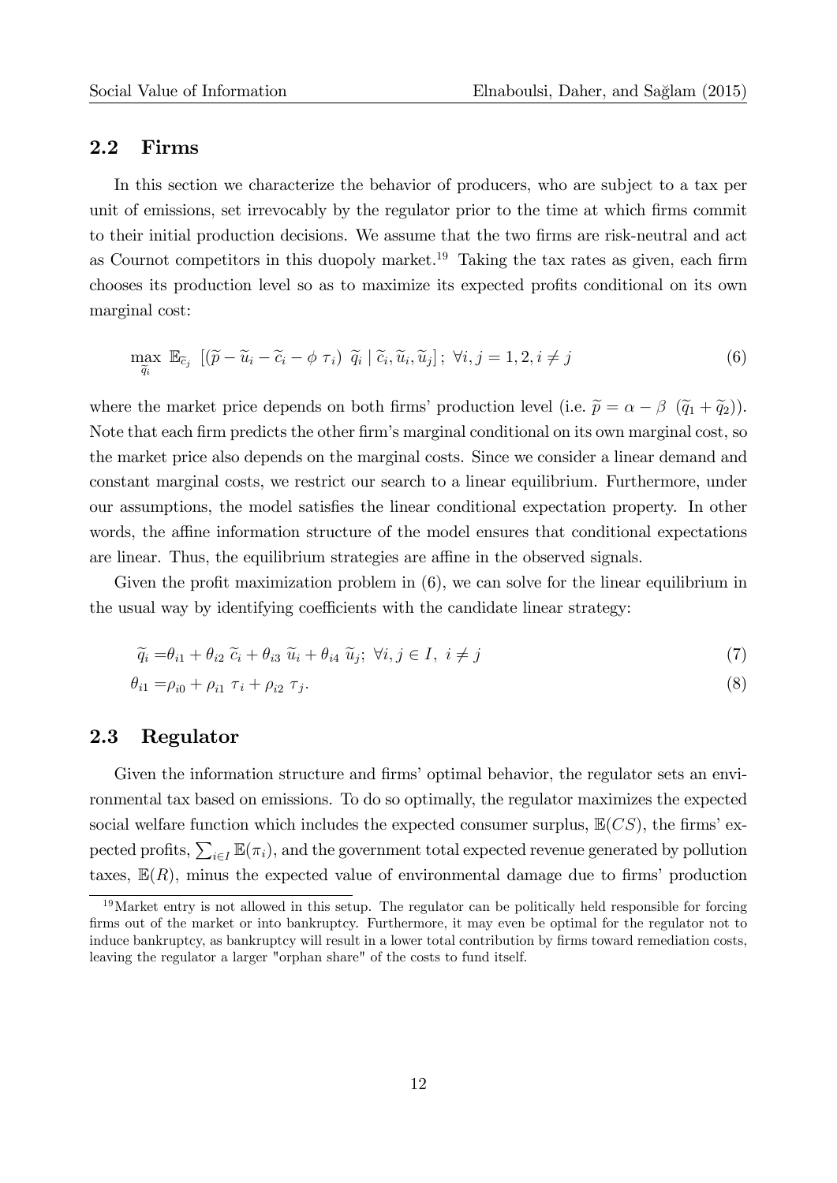## 2.2 Firms

In this section we characterize the behavior of producers, who are subject to a tax per unit of emissions, set irrevocably by the regulator prior to the time at which firms commit to their initial production decisions. We assume that the two firms are risk-neutral and act as Cournot competitors in this duopoly market.[19] Taking the tax rates as given, each firm chooses its production level so as to maximize its expected profits conditional on its own marginal cost:

$$\max_{\widetilde{q}_i} \ \mathbb{E}_{\widetilde{c}_j} \ [(\widetilde{p} - \widetilde{u}_i - \widetilde{c}_i - \phi \ \tau_i) \ \widetilde{q}_i \mid \widetilde{c}_i, \widetilde{u}_i, \widetilde{u}_j] \, ; \ \forall i, j = 1, 2, i \neq j \tag{6}$$

where the market price depends on both firms' production level (i.e. $\widetilde{p} = \alpha - \beta \ (\widetilde{q}_1 + \widetilde{q}_2)$). Note that each firm predicts the other firm's marginal conditional on its own marginal cost, so the market price also depends on the marginal costs. Since we consider a linear demand and constant marginal costs, we restrict our search to a linear equilibrium. Furthermore, under our assumptions, the model satisfies the linear conditional expectation property. In other words, the affine information structure of the model ensures that conditional expectations are linear. Thus, the equilibrium strategies are affine in the observed signals.

Given the profit maximization problem in (6), we can solve for the linear equilibrium in the usual way by identifying coefficients with the candidate linear strategy:

$$\widetilde{q}_i = \theta_{i1} + \theta_{i2} \ \widetilde{c}_i + \theta_{i3} \ \widetilde{u}_i + \theta_{i4} \ \widetilde{u}_j ; \ \forall i, j \in I, \ i \neq j \tag{7}$$

$$\theta_{i1} = \rho_{i0} + \rho_{i1} \ \tau_i + \rho_{i2} \ \tau_j . \tag{8}$$

## 2.3 Regulator

Given the information structure and firms' optimal behavior, the regulator sets an environmental tax based on emissions. To do so optimally, the regulator maximizes the expected social welfare function which includes the expected consumer surplus, $\mathbb{E}(CS)$, the firms' expected profits, $\sum_{i \in I} \mathbb{E}(\pi_i)$, and the government total expected revenue generated by pollution taxes, $\mathbb{E}(R)$, minus the expected value of environmental damage due to firms' production

[19]Market entry is not allowed in this setup. The regulator can be politically held responsible for forcing firms out of the market or into bankruptcy. Furthermore, it may even be optimal for the regulator not to induce bankruptcy, as bankruptcy will result in a lower total contribution by firms toward remediation costs, leaving the regulator a larger "orphan share" of the costs to fund itself.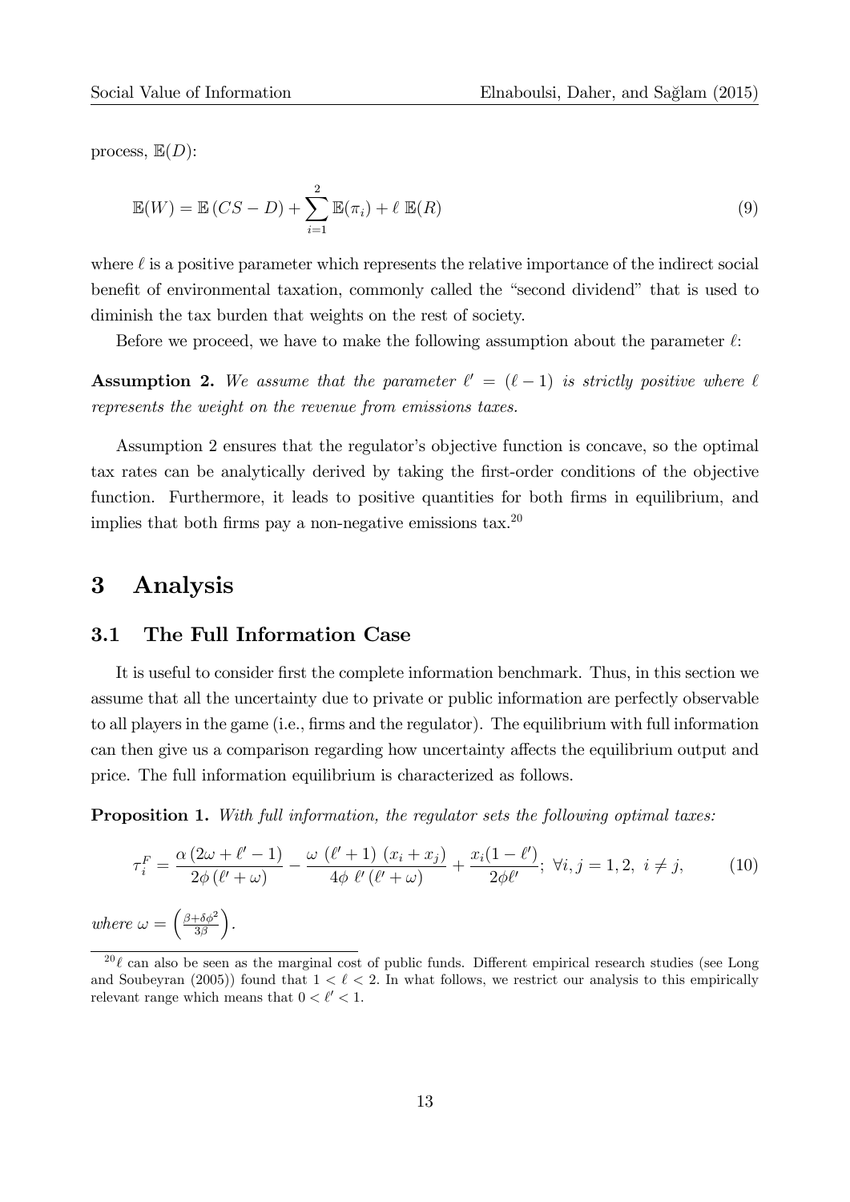process, $\mathbb{E}(D)$:

$$\mathbb{E}(W) = \mathbb{E}\left(CS - D\right) + \sum_{i=1}^{2} \mathbb{E}(\pi_i) + \ell \; \mathbb{E}(R) \tag{9}$$

where $\ell$ is a positive parameter which represents the relative importance of the indirect social benefit of environmental taxation, commonly called the "second dividend" that is used to diminish the tax burden that weights on the rest of society.

Before we proceed, we have to make the following assumption about the parameter $\ell$:

**Assumption 2.** *We assume that the parameter $\ell' = (\ell - 1)$ is strictly positive where $\ell$ represents the weight on the revenue from emissions taxes.*

Assumption 2 ensures that the regulator's objective function is concave, so the optimal tax rates can be analytically derived by taking the first-order conditions of the objective function. Furthermore, it leads to positive quantities for both firms in equilibrium, and implies that both firms pay a non-negative emissions tax.[20]

# 3 Analysis

## 3.1 The Full Information Case

It is useful to consider first the complete information benchmark. Thus, in this section we assume that all the uncertainty due to private or public information are perfectly observable to all players in the game (i.e., firms and the regulator). The equilibrium with full information can then give us a comparison regarding how uncertainty affects the equilibrium output and price. The full information equilibrium is characterized as follows.

**Proposition 1.** *With full information, the regulator sets the following optimal taxes:*

$$\tau_i^F = \frac{\alpha\left(2\omega + \ell' - 1\right)}{2\phi\left(\ell' + \omega\right)} - \frac{\omega\;\left(\ell' + 1\right)\;\left(x_i + x_j\right)}{4\phi\;\ell'\left(\ell' + \omega\right)} + \frac{x_i(1 - \ell')}{2\phi\ell'};\; \forall i, j = 1, 2,\; i \neq j, \tag{10}$$

*where* $\omega = \left(\frac{\beta + \delta\phi^2}{3\beta}\right)$.

[20] $\ell$ can also be seen as the marginal cost of public funds. Different empirical research studies (see Long and Soubeyran (2005)) found that $1 < \ell < 2$. In what follows, we restrict our analysis to this empirically relevant range which means that $0 < \ell' < 1$.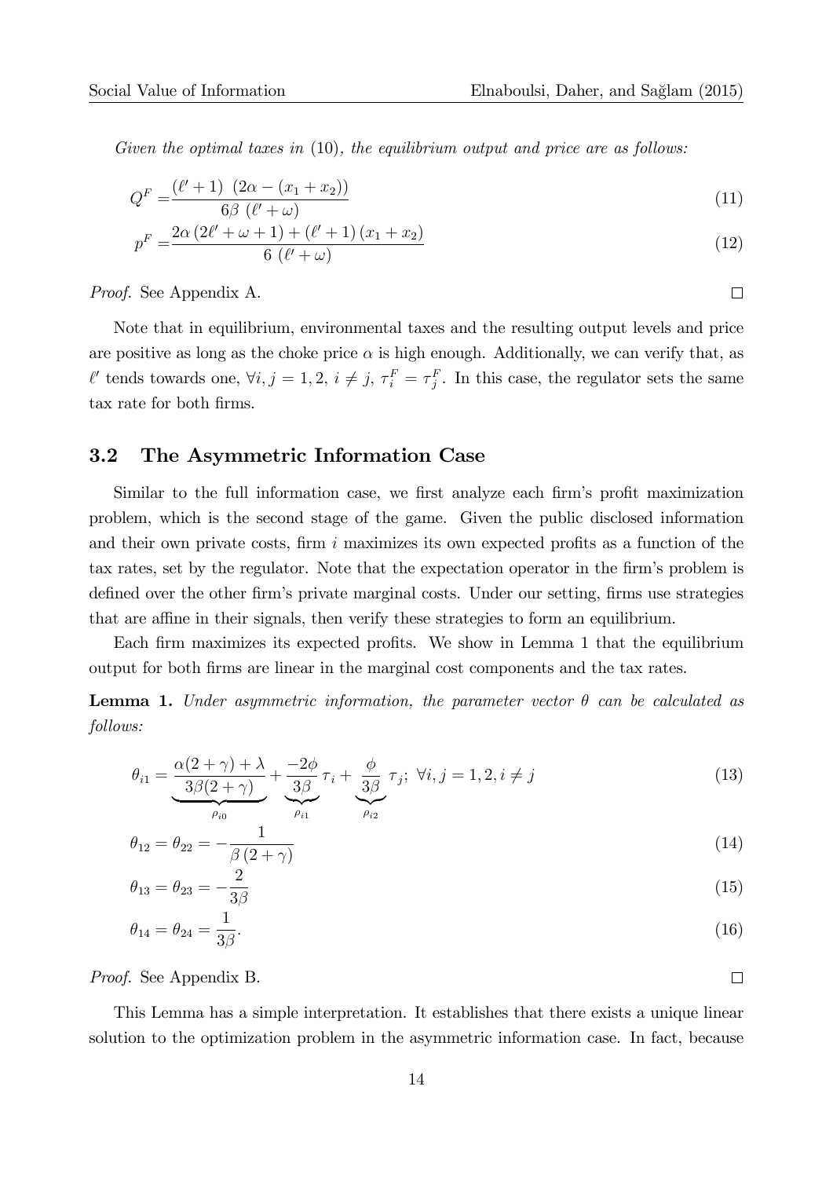*Given the optimal taxes in* (10)*, the equilibrium output and price are as follows:*

$$Q^F = \frac{(\ell' + 1)\ (2\alpha - (x_1 + x_2))}{6\beta\ (\ell' + \omega)} \tag{11}$$

$$p^F = \frac{2\alpha\,(2\ell' + \omega + 1) + (\ell' + 1)\,(x_1 + x_2)}{6\ (\ell' + \omega)} \tag{12}$$

*Proof.* See Appendix A. ◻

Note that in equilibrium, environmental taxes and the resulting output levels and price are positive as long as the choke price $\alpha$ is high enough. Additionally, we can verify that, as $\ell'$ tends towards one, $\forall i, j = 1, 2,\ i \neq j,\ \tau_i^F = \tau_j^F$. In this case, the regulator sets the same tax rate for both firms.

## 3.2 The Asymmetric Information Case

Similar to the full information case, we first analyze each firm's profit maximization problem, which is the second stage of the game. Given the public disclosed information and their own private costs, firm $i$ maximizes its own expected profits as a function of the tax rates, set by the regulator. Note that the expectation operator in the firm's problem is defined over the other firm's private marginal costs. Under our setting, firms use strategies that are affine in their signals, then verify these strategies to form an equilibrium.

Each firm maximizes its expected profits. We show in Lemma 1 that the equilibrium output for both firms are linear in the marginal cost components and the tax rates.

**Lemma 1.** *Under asymmetric information, the parameter vector $\theta$ can be calculated as follows:*

$$\theta_{i1} = \underbrace{\frac{\alpha(2+\gamma) + \lambda}{3\beta(2+\gamma)}}_{\rho_{i0}} + \underbrace{\frac{-2\phi}{3\beta}}_{\rho_{i1}}\,\tau_i + \underbrace{\frac{\phi}{3\beta}}_{\rho_{i2}}\,\tau_j;\ \forall i, j = 1, 2, i \neq j \tag{13}$$

$$\theta_{12} = \theta_{22} = -\frac{1}{\beta\,(2+\gamma)} \tag{14}$$

$$\theta_{13} = \theta_{23} = -\frac{2}{3\beta} \tag{15}$$

$$\theta_{14} = \theta_{24} = \frac{1}{3\beta}. \tag{16}$$

*Proof.* See Appendix B. ◻

This Lemma has a simple interpretation. It establishes that there exists a unique linear solution to the optimization problem in the asymmetric information case. In fact, because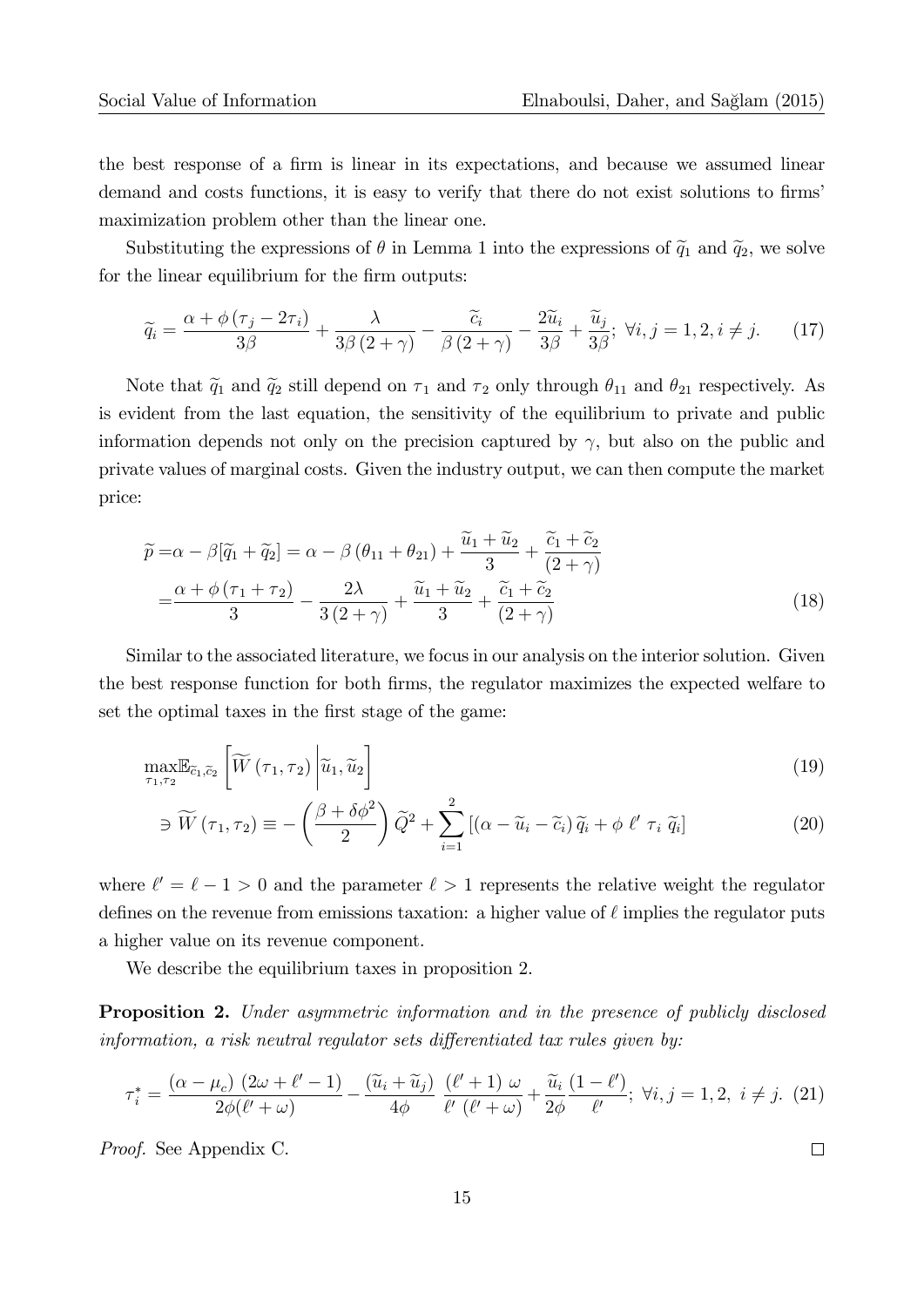the best response of a firm is linear in its expectations, and because we assumed linear demand and costs functions, it is easy to verify that there do not exist solutions to firms' maximization problem other than the linear one.

Substituting the expressions of $\theta$ in Lemma 1 into the expressions of $\widetilde{q}_1$ and $\widetilde{q}_2$, we solve for the linear equilibrium for the firm outputs:

$$\widetilde{q}_i = \frac{\alpha + \phi\left(\tau_j - 2\tau_i\right)}{3\beta} + \frac{\lambda}{3\beta\left(2+\gamma\right)} - \frac{\widetilde{c}_i}{\beta\left(2+\gamma\right)} - \frac{2\widetilde{u}_i}{3\beta} + \frac{\widetilde{u}_j}{3\beta};\ \forall i,j = 1,2, i \neq j. \tag{17}$$

Note that $\widetilde{q}_1$ and $\widetilde{q}_2$ still depend on $\tau_1$ and $\tau_2$ only through $\theta_{11}$ and $\theta_{21}$ respectively. As is evident from the last equation, the sensitivity of the equilibrium to private and public information depends not only on the precision captured by $\gamma$, but also on the public and private values of marginal costs. Given the industry output, we can then compute the market price:

$$\begin{aligned}
\widetilde{p} =& \alpha - \beta[\widetilde{q}_1 + \widetilde{q}_2] = \alpha - \beta\left(\theta_{11} + \theta_{21}\right) + \frac{\widetilde{u}_1 + \widetilde{u}_2}{3} + \frac{\widetilde{c}_1 + \widetilde{c}_2}{(2+\gamma)} \\
=& \frac{\alpha + \phi\left(\tau_1 + \tau_2\right)}{3} - \frac{2\lambda}{3\left(2+\gamma\right)} + \frac{\widetilde{u}_1 + \widetilde{u}_2}{3} + \frac{\widetilde{c}_1 + \widetilde{c}_2}{(2+\gamma)}
\end{aligned} \tag{18}$$

Similar to the associated literature, we focus in our analysis on the interior solution. Given the best response function for both firms, the regulator maximizes the expected welfare to set the optimal taxes in the first stage of the game:

$$\max_{\tau_1,\tau_2} \mathbb{E}_{\widetilde{c}_1,\widetilde{c}_2}\left[\widetilde{W}\left(\tau_1,\tau_2\right)\middle|\widetilde{u}_1,\widetilde{u}_2\right] \tag{19}$$

$$\ni \widetilde{W}\left(\tau_1,\tau_2\right) \equiv -\left(\frac{\beta + \delta\phi^2}{2}\right)\widetilde{Q}^2 + \sum_{i=1}^{2}\left[\left(\alpha - \widetilde{u}_i - \widetilde{c}_i\right)\widetilde{q}_i + \phi\ \ell'\ \tau_i\ \widetilde{q}_i\right] \tag{20}$$

where $\ell' = \ell - 1 > 0$ and the parameter $\ell > 1$ represents the relative weight the regulator defines on the revenue from emissions taxation: a higher value of $\ell$ implies the regulator puts a higher value on its revenue component.

We describe the equilibrium taxes in proposition 2.

**Proposition 2.** *Under asymmetric information and in the presence of publicly disclosed information, a risk neutral regulator sets differentiated tax rules given by:*

$$\tau_i^* = \frac{\left(\alpha - \mu_c\right)\left(2\omega + \ell' - 1\right)}{2\phi(\ell' + \omega)} - \frac{\left(\widetilde{u}_i + \widetilde{u}_j\right)}{4\phi}\ \frac{\left(\ell' + 1\right)\omega}{\ell'\ \left(\ell' + \omega\right)} + \frac{\widetilde{u}_i}{2\phi}\frac{\left(1 - \ell'\right)}{\ell'};\ \forall i,j = 1,2,\ i \neq j. \tag{21}$$

*Proof.* See Appendix C. $\square$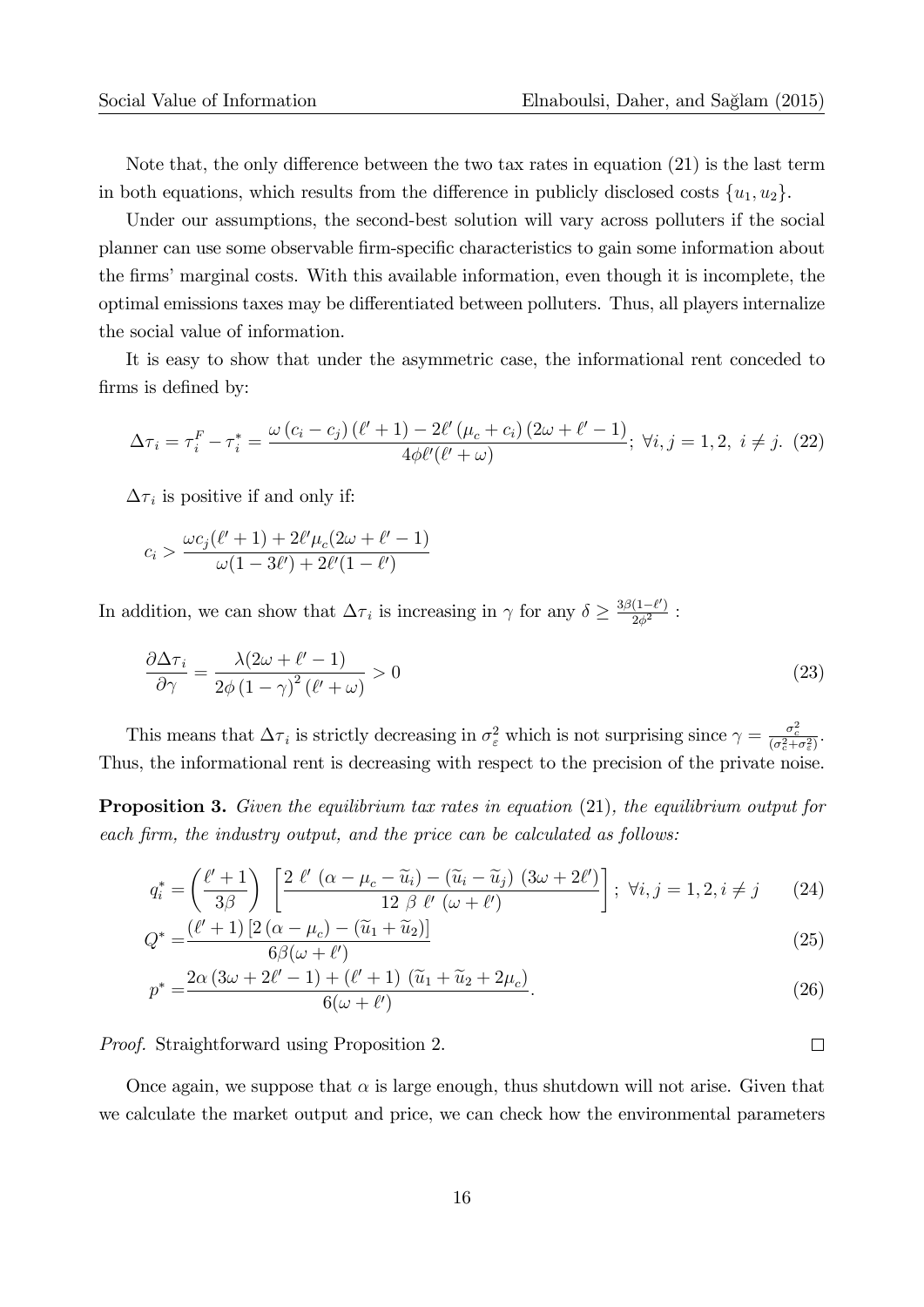Note that, the only difference between the two tax rates in equation (21) is the last term in both equations, which results from the difference in publicly disclosed costs $\{u_1, u_2\}$.

Under our assumptions, the second-best solution will vary across polluters if the social planner can use some observable firm-specific characteristics to gain some information about the firms' marginal costs. With this available information, even though it is incomplete, the optimal emissions taxes may be differentiated between polluters. Thus, all players internalize the social value of information.

It is easy to show that under the asymmetric case, the informational rent conceded to firms is defined by:

$$\Delta\tau_i = \tau_i^F - \tau_i^* = \frac{\omega\left(c_i - c_j\right)\left(\ell' + 1\right) - 2\ell'\left(\mu_c + c_i\right)\left(2\omega + \ell' - 1\right)}{4\phi\ell'(\ell' + \omega)}; \; \forall i, j = 1, 2, \; i \neq j. \tag{22}$$

$\Delta\tau_i$ is positive if and only if:

$$c_i > \frac{\omega c_j(\ell' + 1) + 2\ell'\mu_c(2\omega + \ell' - 1)}{\omega(1 - 3\ell') + 2\ell'(1 - \ell')}$$

In addition, we can show that $\Delta\tau_i$ is increasing in $\gamma$ for any $\delta \geq \frac{3\beta(1-\ell')}{2\phi^2}$ :

$$\frac{\partial \Delta\tau_i}{\partial \gamma} = \frac{\lambda(2\omega + \ell' - 1)}{2\phi\left(1 - \gamma\right)^2\left(\ell' + \omega\right)} > 0 \tag{23}$$

This means that $\Delta\tau_i$ is strictly decreasing in $\sigma_\varepsilon^2$ which is not surprising since $\gamma = \frac{\sigma_c^2}{(\sigma_c^2 + \sigma_\varepsilon^2)}$. Thus, the informational rent is decreasing with respect to the precision of the private noise.

**Proposition 3.** *Given the equilibrium tax rates in equation* (21)*, the equilibrium output for each firm, the industry output, and the price can be calculated as follows:*

$$q_i^* = \left(\frac{\ell' + 1}{3\beta}\right)\left[\frac{2\;\ell'\;(\alpha - \mu_c - \widetilde{u}_i) - (\widetilde{u}_i - \widetilde{u}_j)\;(3\omega + 2\ell')}{12\;\beta\;\ell'\;(\omega + \ell')}\right]; \; \forall i, j = 1, 2, i \neq j \tag{24}$$

$$Q^* = \frac{(\ell' + 1)\left[2\left(\alpha - \mu_c\right) - \left(\widetilde{u}_1 + \widetilde{u}_2\right)\right]}{6\beta(\omega + \ell')} \tag{25}$$

$$p^* = \frac{2\alpha\left(3\omega + 2\ell' - 1\right) + \left(\ell' + 1\right)\left(\widetilde{u}_1 + \widetilde{u}_2 + 2\mu_c\right)}{6(\omega + \ell')}. \tag{26}$$

*Proof.* Straightforward using Proposition 2. $\square$

Once again, we suppose that $\alpha$ is large enough, thus shutdown will not arise. Given that we calculate the market output and price, we can check how the environmental parameters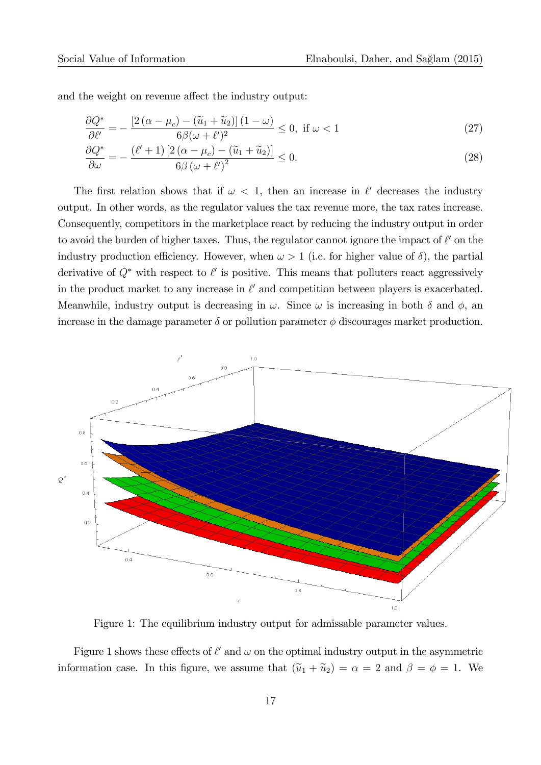and the weight on revenue affect the industry output:

$$\frac{\partial Q^*}{\partial \ell'} = -\frac{\left[2\left(\alpha - \mu_c\right) - \left(\widetilde{u}_1 + \widetilde{u}_2\right)\right]\left(1 - \omega\right)}{6\beta(\omega + \ell')^2} \leq 0, \text{ if } \omega < 1 \tag{27}$$

$$\frac{\partial Q^*}{\partial \omega} = -\frac{\left(\ell' + 1\right)\left[2\left(\alpha - \mu_c\right) - \left(\widetilde{u}_1 + \widetilde{u}_2\right)\right]}{6\beta\left(\omega + \ell'\right)^2} \leq 0. \tag{28}$$

The first relation shows that if $\omega < 1$, then an increase in $\ell'$ decreases the industry output. In other words, as the regulator values the tax revenue more, the tax rates increase. Consequently, competitors in the marketplace react by reducing the industry output in order to avoid the burden of higher taxes. Thus, the regulator cannot ignore the impact of $\ell'$ on the industry production efficiency. However, when $\omega > 1$ (i.e. for higher value of $\delta$), the partial derivative of $Q^*$ with respect to $\ell'$ is positive. This means that polluters react aggressively in the product market to any increase in $\ell'$ and competition between players is exacerbated. Meanwhile, industry output is decreasing in $\omega$. Since $\omega$ is increasing in both $\delta$ and $\phi$, an increase in the damage parameter $\delta$ or pollution parameter $\phi$ discourages market production.

Figure 1: The equilibrium industry output for admissable parameter values.

Figure 1 shows these effects of $\ell'$ and $\omega$ on the optimal industry output in the asymmetric information case. In this figure, we assume that $(\widetilde{u}_1 + \widetilde{u}_2) = \alpha = 2$ and $\beta = \phi = 1$. We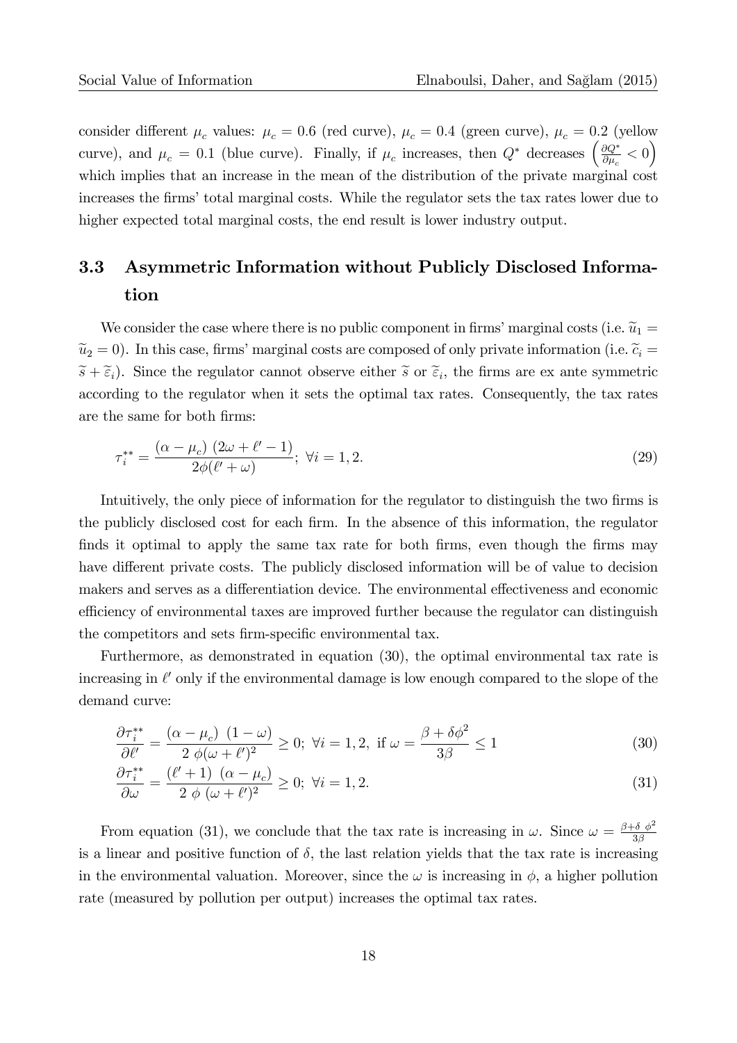consider different $\mu_c$ values: $\mu_c = 0.6$ (red curve), $\mu_c = 0.4$ (green curve), $\mu_c = 0.2$ (yellow curve), and $\mu_c = 0.1$ (blue curve). Finally, if $\mu_c$ increases, then $Q^*$ decreases $\left(\frac{\partial Q^*}{\partial \mu_c} < 0\right)$ which implies that an increase in the mean of the distribution of the private marginal cost increases the firms' total marginal costs. While the regulator sets the tax rates lower due to higher expected total marginal costs, the end result is lower industry output.

### 3.3 Asymmetric Information without Publicly Disclosed Information

We consider the case where there is no public component in firms' marginal costs (i.e. $\widetilde{u}_1 = \widetilde{u}_2 = 0$). In this case, firms' marginal costs are composed of only private information (i.e. $\widetilde{c}_i = \widetilde{s} + \widetilde{\varepsilon}_i$). Since the regulator cannot observe either $\widetilde{s}$ or $\widetilde{\varepsilon}_i$, the firms are ex ante symmetric according to the regulator when it sets the optimal tax rates. Consequently, the tax rates are the same for both firms:

$$\tau_i^{**} = \frac{(\alpha - \mu_c)\ (2\omega + \ell' - 1)}{2\phi(\ell' + \omega)};\ \forall i = 1, 2. \tag{29}$$

Intuitively, the only piece of information for the regulator to distinguish the two firms is the publicly disclosed cost for each firm. In the absence of this information, the regulator finds it optimal to apply the same tax rate for both firms, even though the firms may have different private costs. The publicly disclosed information will be of value to decision makers and serves as a differentiation device. The environmental effectiveness and economic efficiency of environmental taxes are improved further because the regulator can distinguish the competitors and sets firm-specific environmental tax.

Furthermore, as demonstrated in equation (30), the optimal environmental tax rate is increasing in $\ell'$ only if the environmental damage is low enough compared to the slope of the demand curve:

$$\frac{\partial \tau_i^{**}}{\partial \ell'} = \frac{(\alpha - \mu_c)\ (1 - \omega)}{2\ \phi(\omega + \ell')^2} \geq 0;\ \forall i = 1, 2,\ \text{if}\ \omega = \frac{\beta + \delta\phi^2}{3\beta} \leq 1 \tag{30}$$

$$\frac{\partial \tau_i^{**}}{\partial \omega} = \frac{(\ell' + 1)\ (\alpha - \mu_c)}{2\ \phi\ (\omega + \ell')^2} \geq 0;\ \forall i = 1, 2. \tag{31}$$

From equation (31), we conclude that the tax rate is increasing in $\omega$. Since $\omega = \frac{\beta + \delta\ \phi^2}{3\beta}$ is a linear and positive function of $\delta$, the last relation yields that the tax rate is increasing in the environmental valuation. Moreover, since the $\omega$ is increasing in $\phi$, a higher pollution rate (measured by pollution per output) increases the optimal tax rates.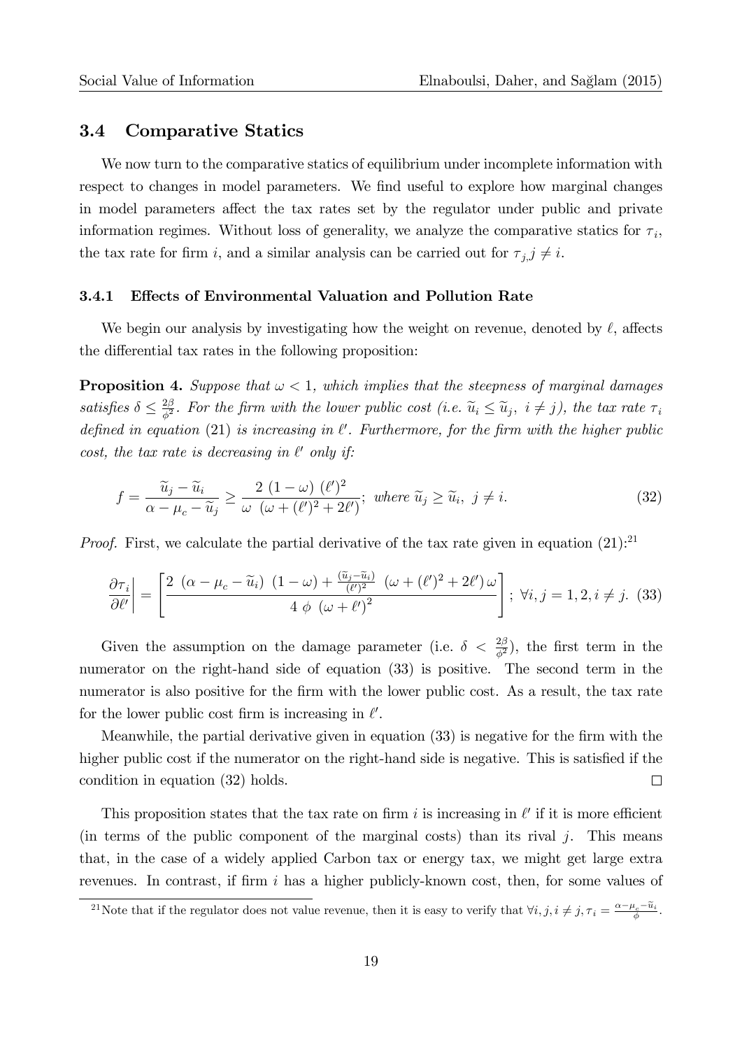### 3.4 Comparative Statics

We now turn to the comparative statics of equilibrium under incomplete information with respect to changes in model parameters. We find useful to explore how marginal changes in model parameters affect the tax rates set by the regulator under public and private information regimes. Without loss of generality, we analyze the comparative statics for $\tau_i$, the tax rate for firm $i$, and a similar analysis can be carried out for $\tau_j, j \neq i$.

#### 3.4.1 Effects of Environmental Valuation and Pollution Rate

We begin our analysis by investigating how the weight on revenue, denoted by $\ell$, affects the differential tax rates in the following proposition:

**Proposition 4.** *Suppose that $\omega < 1$, which implies that the steepness of marginal damages satisfies $\delta \leq \frac{2\beta}{\phi^2}$. For the firm with the lower public cost (i.e. $\widetilde{u}_i \leq \widetilde{u}_j,\ i \neq j$), the tax rate $\tau_i$ defined in equation (21) is increasing in $\ell'$. Furthermore, for the firm with the higher public cost, the tax rate is decreasing in $\ell'$ only if:*

$$f = \frac{\widetilde{u}_j - \widetilde{u}_i}{\alpha - \mu_c - \widetilde{u}_j} \geq \frac{2\ (1-\omega)\ (\ell')^2}{\omega\ \left(\omega + (\ell')^2 + 2\ell'\right)};\ \text{where } \widetilde{u}_j \geq \widetilde{u}_i,\ j \neq i. \tag{32}$$

*Proof.* First, we calculate the partial derivative of the tax rate given in equation (21):[21]

$$\left.\frac{\partial \tau_i}{\partial \ell'}\right| = \left[\frac{2\ (\alpha - \mu_c - \widetilde{u}_i)\ (1-\omega) + \frac{(\widetilde{u}_j - \widetilde{u}_i)}{(\ell')^2}\ \left(\omega + (\ell')^2 + 2\ell'\right)\omega}{4\ \phi\ \left(\omega + \ell'\right)^2}\right];\ \forall i, j = 1, 2, i \neq j. \tag{33}$$

Given the assumption on the damage parameter (i.e. $\delta < \frac{2\beta}{\phi^2}$), the first term in the numerator on the right-hand side of equation (33) is positive. The second term in the numerator is also positive for the firm with the lower public cost. As a result, the tax rate for the lower public cost firm is increasing in $\ell'$.

Meanwhile, the partial derivative given in equation (33) is negative for the firm with the higher public cost if the numerator on the right-hand side is negative. This is satisfied if the condition in equation (32) holds. $\square$

This proposition states that the tax rate on firm $i$ is increasing in $\ell'$ if it is more efficient (in terms of the public component of the marginal costs) than its rival $j$. This means that, in the case of a widely applied Carbon tax or energy tax, we might get large extra revenues. In contrast, if firm $i$ has a higher publicly-known cost, then, for some values of

[21] Note that if the regulator does not value revenue, then it is easy to verify that $\forall i, j, i \neq j, \tau_i = \frac{\alpha - \mu_c - \widetilde{u}_i}{\phi}$.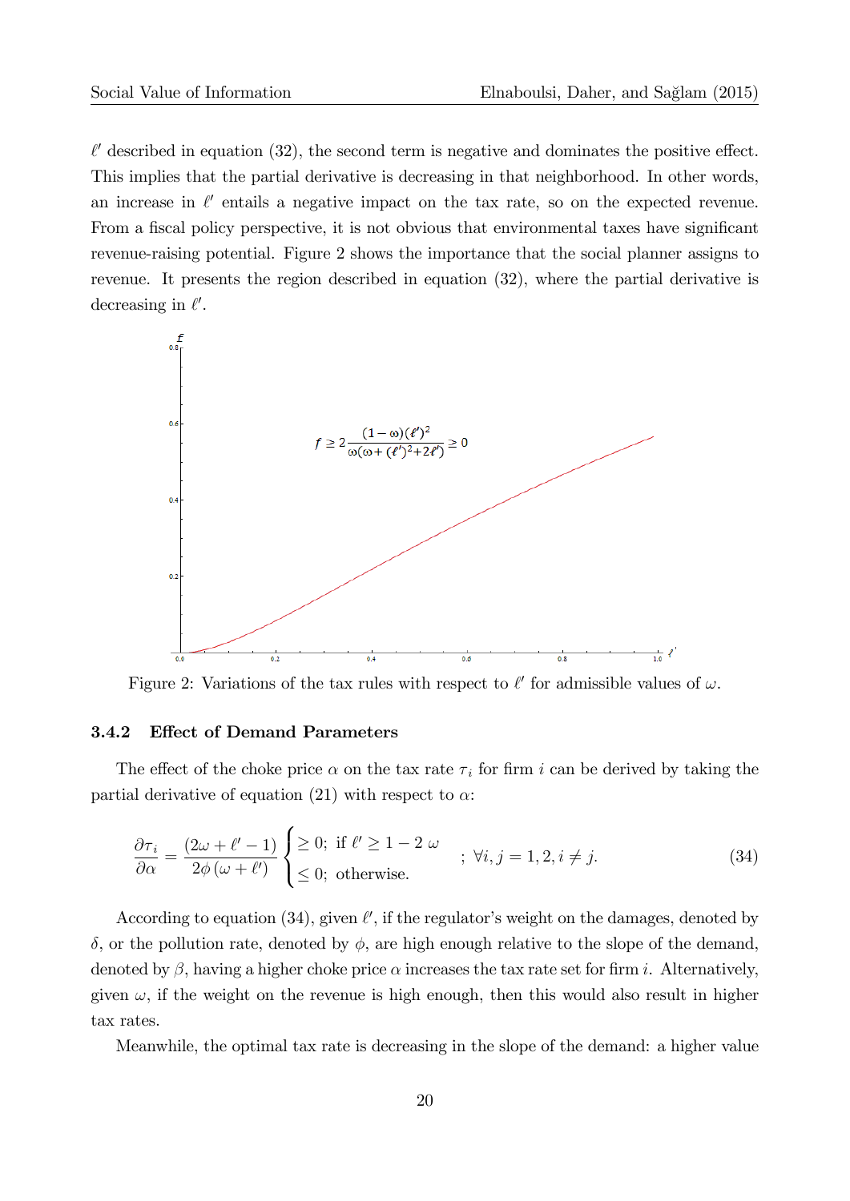$\ell'$ described in equation (32), the second term is negative and dominates the positive effect. This implies that the partial derivative is decreasing in that neighborhood. In other words, an increase in $\ell'$ entails a negative impact on the tax rate, so on the expected revenue. From a fiscal policy perspective, it is not obvious that environmental taxes have significant revenue-raising potential. Figure 2 shows the importance that the social planner assigns to revenue. It presents the region described in equation (32), where the partial derivative is decreasing in $\ell'$.

Figure 2: Variations of the tax rules with respect to $\ell'$ for admissible values of $\omega$.

### 3.4.2 Effect of Demand Parameters

The effect of the choke price $\alpha$ on the tax rate $\tau_i$ for firm $i$ can be derived by taking the partial derivative of equation (21) with respect to $\alpha$:

$$\frac{\partial \tau_i}{\partial \alpha} = \frac{(2\omega + \ell' - 1)}{2\phi\,(\omega + \ell')} \begin{cases} \geq 0; \text{ if } \ell' \geq 1 - 2\,\omega \\ \leq 0; \text{ otherwise.} \end{cases} \quad ; \ \forall i, j = 1, 2, i \neq j. \tag{34}$$

According to equation (34), given $\ell'$, if the regulator's weight on the damages, denoted by $\delta$, or the pollution rate, denoted by $\phi$, are high enough relative to the slope of the demand, denoted by $\beta$, having a higher choke price $\alpha$ increases the tax rate set for firm $i$. Alternatively, given $\omega$, if the weight on the revenue is high enough, then this would also result in higher tax rates.

Meanwhile, the optimal tax rate is decreasing in the slope of the demand: a higher value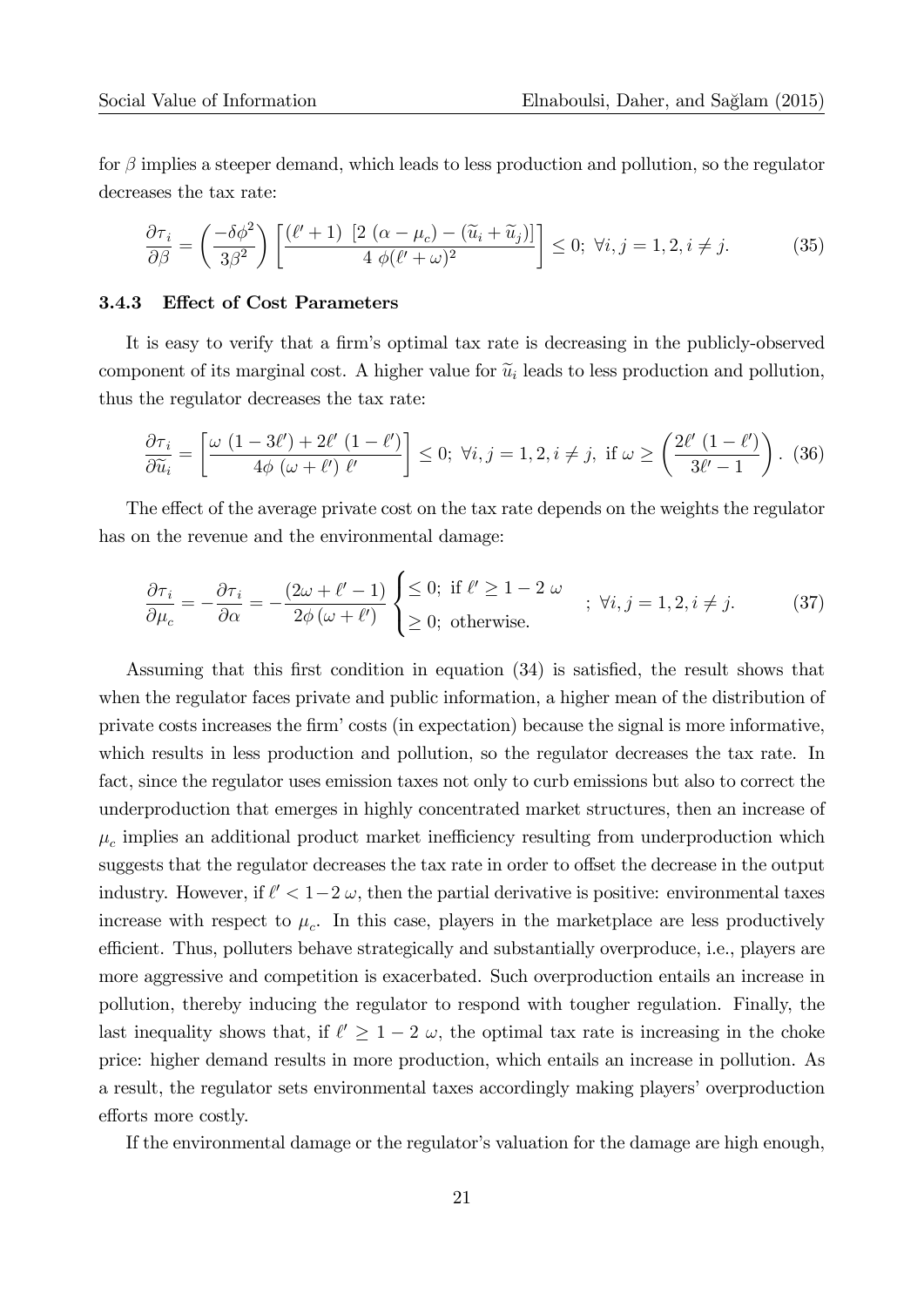for $\beta$ implies a steeper demand, which leads to less production and pollution, so the regulator decreases the tax rate:

$$\frac{\partial \tau_i}{\partial \beta} = \left(\frac{-\delta \phi^2}{3\beta^2}\right)\left[\frac{(\ell'+1)\ [2\ (\alpha-\mu_c)-(\widetilde{u}_i+\widetilde{u}_j)]}{4\ \phi(\ell'+\omega)^2}\right] \leq 0;\ \forall i,j=1,2, i \neq j. \tag{35}$$

### 3.4.3 Effect of Cost Parameters

It is easy to verify that a firm's optimal tax rate is decreasing in the publicly-observed component of its marginal cost. A higher value for $\widetilde{u}_i$ leads to less production and pollution, thus the regulator decreases the tax rate:

$$\frac{\partial \tau_i}{\partial \widetilde{u}_i} = \left[\frac{\omega\ (1-3\ell')+2\ell'\ (1-\ell')}{4\phi\ (\omega+\ell')\ \ell'}\right] \leq 0;\ \forall i,j=1,2, i \neq j,\ \text{if } \omega \geq \left(\frac{2\ell'\ (1-\ell')}{3\ell'-1}\right). \tag{36}$$

The effect of the average private cost on the tax rate depends on the weights the regulator has on the revenue and the environmental damage:

$$\frac{\partial \tau_i}{\partial \mu_c} = -\frac{\partial \tau_i}{\partial \alpha} = -\frac{(2\omega+\ell'-1)}{2\phi\,(\omega+\ell')}\begin{cases} \leq 0;\ \text{if } \ell' \geq 1-2\ \omega \\ \geq 0;\ \text{otherwise.}\end{cases};\ \forall i,j=1,2, i \neq j. \tag{37}$$

Assuming that this first condition in equation (34) is satisfied, the result shows that when the regulator faces private and public information, a higher mean of the distribution of private costs increases the firm' costs (in expectation) because the signal is more informative, which results in less production and pollution, so the regulator decreases the tax rate. In fact, since the regulator uses emission taxes not only to curb emissions but also to correct the underproduction that emerges in highly concentrated market structures, then an increase of $\mu_c$ implies an additional product market inefficiency resulting from underproduction which suggests that the regulator decreases the tax rate in order to offset the decrease in the output industry. However, if $\ell' < 1-2\,\omega$, then the partial derivative is positive: environmental taxes increase with respect to $\mu_c$. In this case, players in the marketplace are less productively efficient. Thus, polluters behave strategically and substantially overproduce, i.e., players are more aggressive and competition is exacerbated. Such overproduction entails an increase in pollution, thereby inducing the regulator to respond with tougher regulation. Finally, the last inequality shows that, if $\ell' \geq 1-2\ \omega$, the optimal tax rate is increasing in the choke price: higher demand results in more production, which entails an increase in pollution. As a result, the regulator sets environmental taxes accordingly making players' overproduction efforts more costly.

If the environmental damage or the regulator's valuation for the damage are high enough,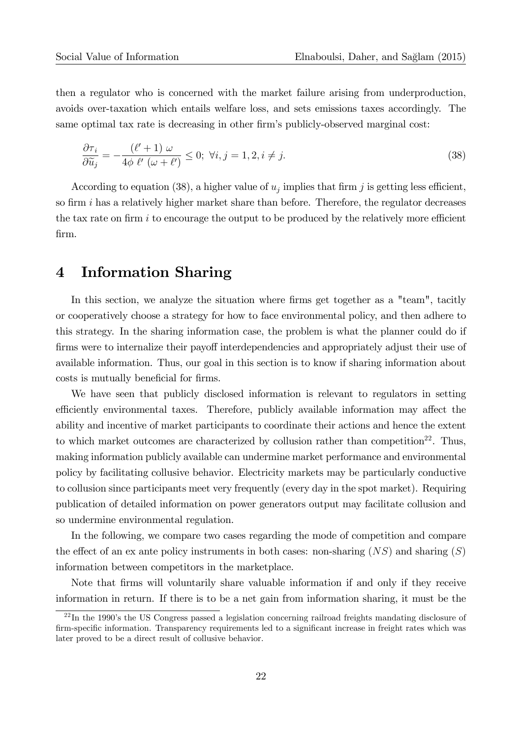then a regulator who is concerned with the market failure arising from underproduction, avoids over-taxation which entails welfare loss, and sets emissions taxes accordingly. The same optimal tax rate is decreasing in other firm's publicly-observed marginal cost:

$$\frac{\partial \tau_i}{\partial \widetilde{u}_j} = -\frac{(\ell' + 1)\ \omega}{4\phi\ \ell'\ (\omega + \ell')} \leq 0;\ \forall i, j = 1, 2, i \neq j. \tag{38}$$

According to equation (38), a higher value of $u_j$ implies that firm $j$ is getting less efficient, so firm $i$ has a relatively higher market share than before. Therefore, the regulator decreases the tax rate on firm $i$ to encourage the output to be produced by the relatively more efficient firm.

# 4 Information Sharing

In this section, we analyze the situation where firms get together as a "team", tacitly or cooperatively choose a strategy for how to face environmental policy, and then adhere to this strategy. In the sharing information case, the problem is what the planner could do if firms were to internalize their payoff interdependencies and appropriately adjust their use of available information. Thus, our goal in this section is to know if sharing information about costs is mutually beneficial for firms.

We have seen that publicly disclosed information is relevant to regulators in setting efficiently environmental taxes. Therefore, publicly available information may affect the ability and incentive of market participants to coordinate their actions and hence the extent to which market outcomes are characterized by collusion rather than competition[22]. Thus, making information publicly available can undermine market performance and environmental policy by facilitating collusive behavior. Electricity markets may be particularly conductive to collusion since participants meet very frequently (every day in the spot market). Requiring publication of detailed information on power generators output may facilitate collusion and so undermine environmental regulation.

In the following, we compare two cases regarding the mode of competition and compare the effect of an ex ante policy instruments in both cases: non-sharing ($NS$) and sharing ($S$) information between competitors in the marketplace.

Note that firms will voluntarily share valuable information if and only if they receive information in return. If there is to be a net gain from information sharing, it must be the

[22] In the 1990's the US Congress passed a legislation concerning railroad freights mandating disclosure of firm-specific information. Transparency requirements led to a significant increase in freight rates which was later proved to be a direct result of collusive behavior.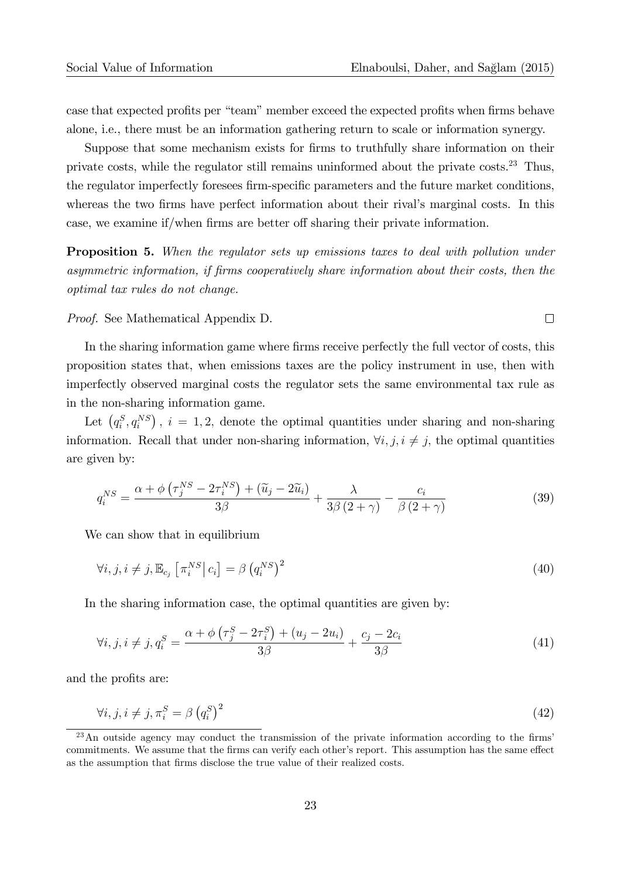case that expected profits per "team" member exceed the expected profits when firms behave alone, i.e., there must be an information gathering return to scale or information synergy.

Suppose that some mechanism exists for firms to truthfully share information on their private costs, while the regulator still remains uninformed about the private costs.[23] Thus, the regulator imperfectly foresees firm-specific parameters and the future market conditions, whereas the two firms have perfect information about their rival's marginal costs. In this case, we examine if/when firms are better off sharing their private information.

**Proposition 5.** *When the regulator sets up emissions taxes to deal with pollution under asymmetric information, if firms cooperatively share information about their costs, then the optimal tax rules do not change.*

*Proof.* See Mathematical Appendix D. □

In the sharing information game where firms receive perfectly the full vector of costs, this proposition states that, when emissions taxes are the policy instrument in use, then with imperfectly observed marginal costs the regulator sets the same environmental tax rule as in the non-sharing information game.

Let $\left(q_i^S, q_i^{NS}\right),\ i = 1, 2$, denote the optimal quantities under sharing and non-sharing information. Recall that under non-sharing information, $\forall i, j, i \neq j$, the optimal quantities are given by:

$$q_i^{NS} = \frac{\alpha + \phi\left(\tau_j^{NS} - 2\tau_i^{NS}\right) + \left(\widetilde{u}_j - 2\widetilde{u}_i\right)}{3\beta} + \frac{\lambda}{3\beta\left(2+\gamma\right)} - \frac{c_i}{\beta\left(2+\gamma\right)} \tag{39}$$

We can show that in equilibrium

$$\forall i, j, i \neq j, \mathbb{E}_{c_j}\left[\pi_i^{NS}\middle| c_i\right] = \beta\left(q_i^{NS}\right)^2 \tag{40}$$

In the sharing information case, the optimal quantities are given by:

$$\forall i, j, i \neq j, q_i^S = \frac{\alpha + \phi\left(\tau_j^S - 2\tau_i^S\right) + \left(u_j - 2u_i\right)}{3\beta} + \frac{c_j - 2c_i}{3\beta} \tag{41}$$

and the profits are:

$$\forall i, j, i \neq j, \pi_i^S = \beta\left(q_i^S\right)^2 \tag{42}$$

[23] An outside agency may conduct the transmission of the private information according to the firms' commitments. We assume that the firms can verify each other's report. This assumption has the same effect as the assumption that firms disclose the true value of their realized costs.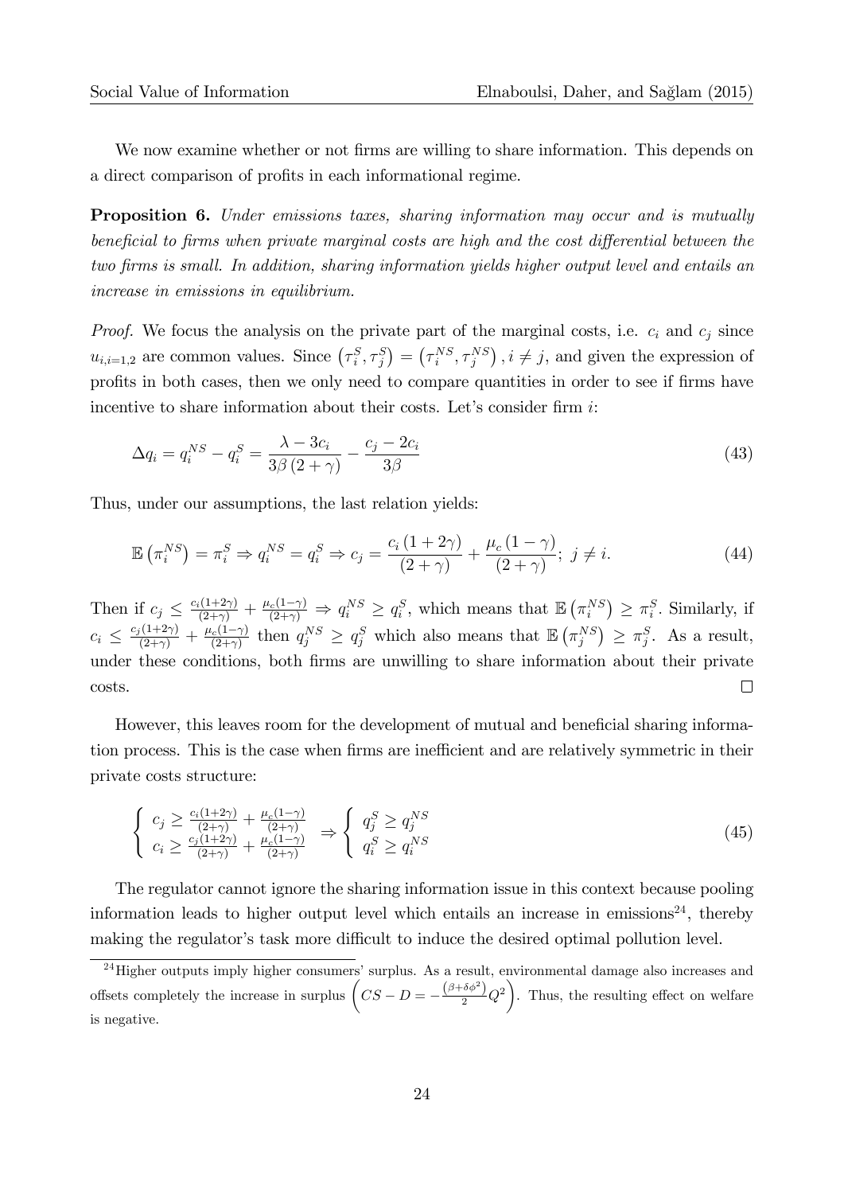We now examine whether or not firms are willing to share information. This depends on a direct comparison of profits in each informational regime.

**Proposition 6.** *Under emissions taxes, sharing information may occur and is mutually beneficial to firms when private marginal costs are high and the cost differential between the two firms is small. In addition, sharing information yields higher output level and entails an increase in emissions in equilibrium.*

*Proof.* We focus the analysis on the private part of the marginal costs, i.e. $c_i$ and $c_j$ since $u_{i,i=1,2}$ are common values. Since $\left(\tau_i^S, \tau_j^S\right) = \left(\tau_i^{NS}, \tau_j^{NS}\right), i \neq j$, and given the expression of profits in both cases, then we only need to compare quantities in order to see if firms have incentive to share information about their costs. Let's consider firm $i$:

$$\Delta q_i = q_i^{NS} - q_i^S = \frac{\lambda - 3c_i}{3\beta\left(2+\gamma\right)} - \frac{c_j - 2c_i}{3\beta} \tag{43}$$

Thus, under our assumptions, the last relation yields:

$$\mathbb{E}\left(\pi_i^{NS}\right) = \pi_i^S \Rightarrow q_i^{NS} = q_i^S \Rightarrow c_j = \frac{c_i\left(1+2\gamma\right)}{\left(2+\gamma\right)} + \frac{\mu_c\left(1-\gamma\right)}{\left(2+\gamma\right)};\ j \neq i. \tag{44}$$

Then if $c_j \leq \frac{c_i(1+2\gamma)}{(2+\gamma)} + \frac{\mu_c(1-\gamma)}{(2+\gamma)} \Rightarrow q_i^{NS} \geq q_i^S$, which means that $\mathbb{E}\left(\pi_i^{NS}\right) \geq \pi_i^S$. Similarly, if $c_i \leq \frac{c_j(1+2\gamma)}{(2+\gamma)} + \frac{\mu_c(1-\gamma)}{(2+\gamma)}$ then $q_j^{NS} \geq q_j^S$ which also means that $\mathbb{E}\left(\pi_j^{NS}\right) \geq \pi_j^S$. As a result, under these conditions, both firms are unwilling to share information about their private costs. $\square$

However, this leaves room for the development of mutual and beneficial sharing information process. This is the case when firms are inefficient and are relatively symmetric in their private costs structure:

$$\left\{\begin{array}{l} c_j \geq \frac{c_i(1+2\gamma)}{(2+\gamma)} + \frac{\mu_c(1-\gamma)}{(2+\gamma)} \\ c_i \geq \frac{c_j(1+2\gamma)}{(2+\gamma)} + \frac{\mu_c(1-\gamma)}{(2+\gamma)} \end{array}\right. \Rightarrow \left\{\begin{array}{l} q_j^S \geq q_j^{NS} \\ q_i^S \geq q_i^{NS} \end{array}\right. \tag{45}$$

The regulator cannot ignore the sharing information issue in this context because pooling information leads to higher output level which entails an increase in emissions[24], thereby making the regulator's task more difficult to induce the desired optimal pollution level.

[24] Higher outputs imply higher consumers' surplus. As a result, environmental damage also increases and offsets completely the increase in surplus $\left(CS - D = -\frac{\left(\beta+\delta\phi^2\right)}{2}Q^2\right)$. Thus, the resulting effect on welfare is negative.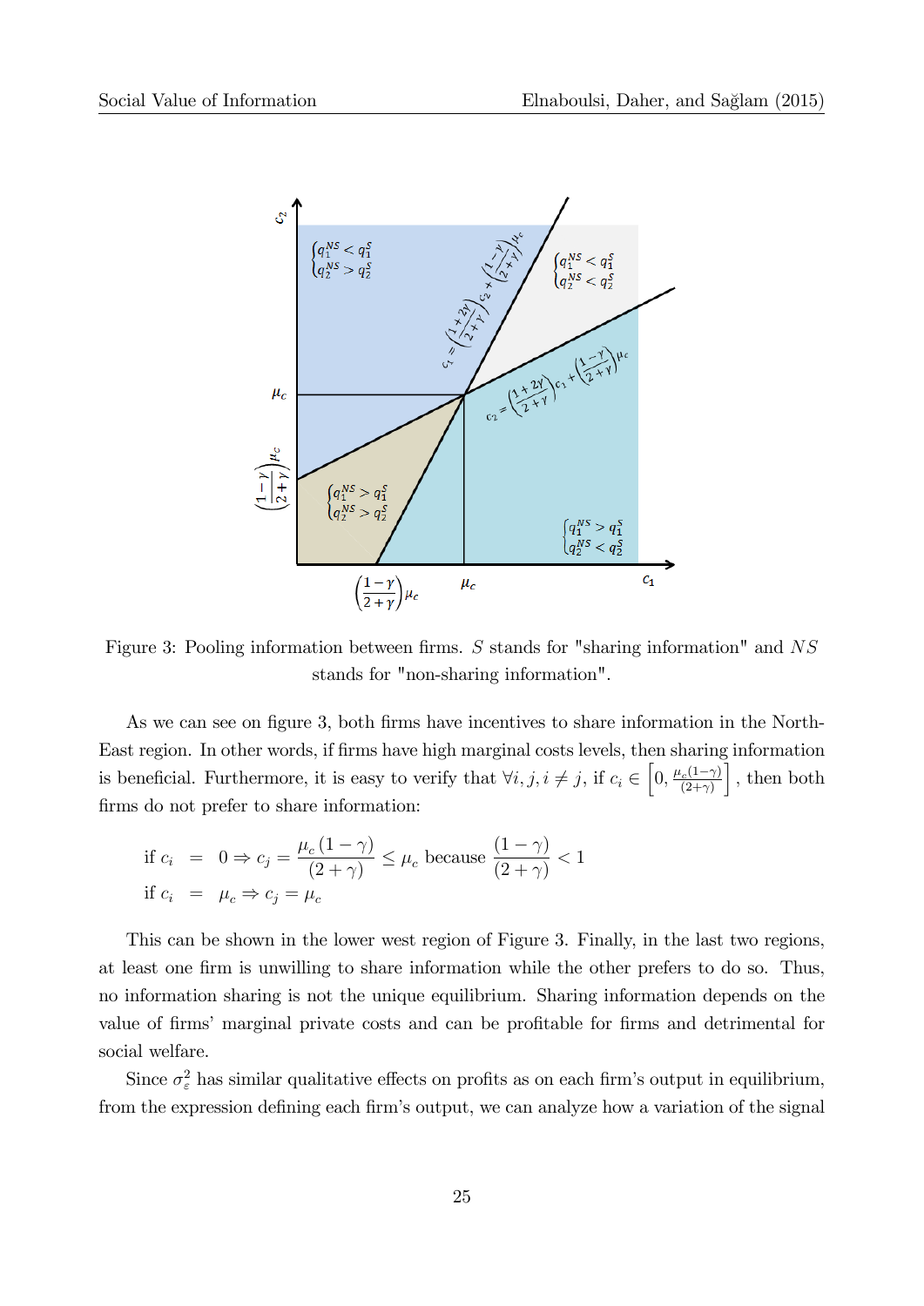Figure 3: Pooling information between firms. $S$ stands for "sharing information" and $NS$ stands for "non-sharing information".

As we can see on figure 3, both firms have incentives to share information in the North-East region. In other words, if firms have high marginal costs levels, then sharing information is beneficial. Furthermore, it is easy to verify that $\forall i, j, i \neq j$, if $c_i \in \left[0, \frac{\mu_c(1-\gamma)}{(2+\gamma)}\right]$, then both firms do not prefer to share information:

$$
\begin{aligned}
\text{if } c_i &= 0 \Rightarrow c_j = \frac{\mu_c (1-\gamma)}{(2+\gamma)} \leq \mu_c \text{ because } \frac{(1-\gamma)}{(2+\gamma)} < 1 \\
\text{if } c_i &= \mu_c \Rightarrow c_j = \mu_c
\end{aligned}
$$

This can be shown in the lower west region of Figure 3. Finally, in the last two regions, at least one firm is unwilling to share information while the other prefers to do so. Thus, no information sharing is not the unique equilibrium. Sharing information depends on the value of firms' marginal private costs and can be profitable for firms and detrimental for social welfare.

Since $\sigma_\varepsilon^2$ has similar qualitative effects on profits as on each firm's output in equilibrium, from the expression defining each firm's output, we can analyze how a variation of the signal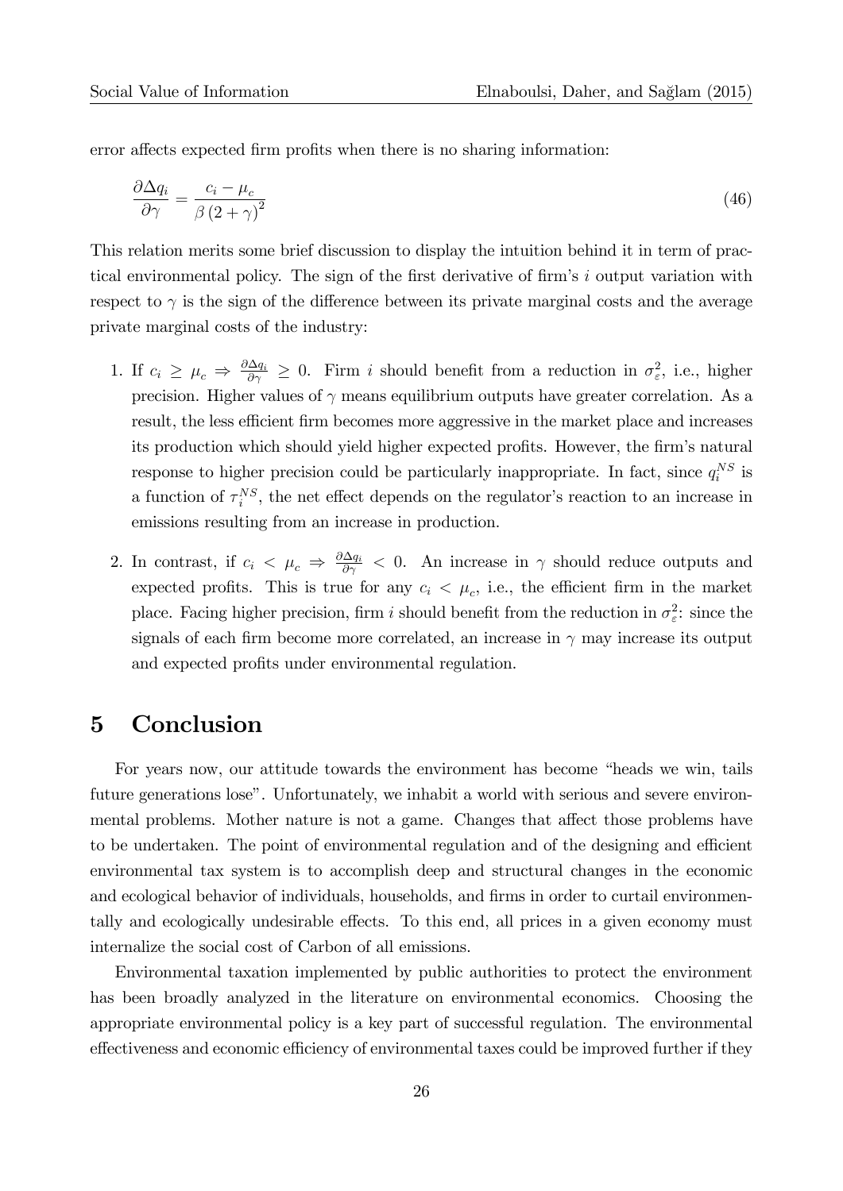error affects expected firm profits when there is no sharing information:

$$\frac{\partial \Delta q_i}{\partial \gamma} = \frac{c_i - \mu_c}{\beta \left(2 + \gamma\right)^2} \tag{46}$$

This relation merits some brief discussion to display the intuition behind it in term of practical environmental policy. The sign of the first derivative of firm's $i$ output variation with respect to $\gamma$ is the sign of the difference between its private marginal costs and the average private marginal costs of the industry:

1. If $c_i \geq \mu_c \Rightarrow \frac{\partial \Delta q_i}{\partial \gamma} \geq 0$. Firm $i$ should benefit from a reduction in $\sigma_{\varepsilon}^2$, i.e., higher precision. Higher values of $\gamma$ means equilibrium outputs have greater correlation. As a result, the less efficient firm becomes more aggressive in the market place and increases its production which should yield higher expected profits. However, the firm's natural response to higher precision could be particularly inappropriate. In fact, since $q_i^{NS}$ is a function of $\tau_i^{NS}$, the net effect depends on the regulator's reaction to an increase in emissions resulting from an increase in production.

2. In contrast, if $c_i < \mu_c \Rightarrow \frac{\partial \Delta q_i}{\partial \gamma} < 0$. An increase in $\gamma$ should reduce outputs and expected profits. This is true for any $c_i < \mu_c$, i.e., the efficient firm in the market place. Facing higher precision, firm $i$ should benefit from the reduction in $\sigma_{\varepsilon}^2$: since the signals of each firm become more correlated, an increase in $\gamma$ may increase its output and expected profits under environmental regulation.

# 5 Conclusion

For years now, our attitude towards the environment has become "heads we win, tails future generations lose". Unfortunately, we inhabit a world with serious and severe environmental problems. Mother nature is not a game. Changes that affect those problems have to be undertaken. The point of environmental regulation and of the designing and efficient environmental tax system is to accomplish deep and structural changes in the economic and ecological behavior of individuals, households, and firms in order to curtail environmentally and ecologically undesirable effects. To this end, all prices in a given economy must internalize the social cost of Carbon of all emissions.

Environmental taxation implemented by public authorities to protect the environment has been broadly analyzed in the literature on environmental economics. Choosing the appropriate environmental policy is a key part of successful regulation. The environmental effectiveness and economic efficiency of environmental taxes could be improved further if they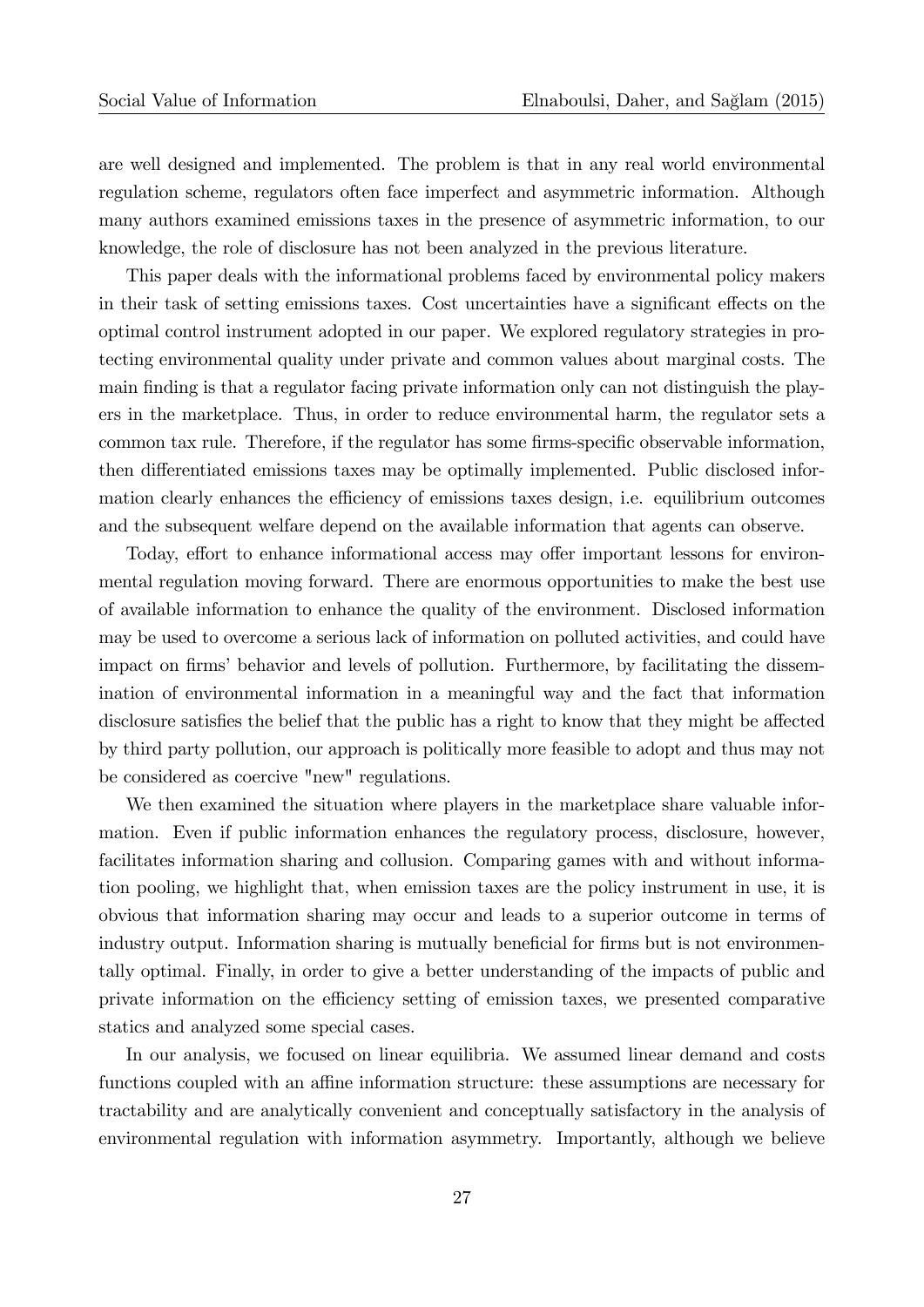are well designed and implemented. The problem is that in any real world environmental regulation scheme, regulators often face imperfect and asymmetric information. Although many authors examined emissions taxes in the presence of asymmetric information, to our knowledge, the role of disclosure has not been analyzed in the previous literature.

This paper deals with the informational problems faced by environmental policy makers in their task of setting emissions taxes. Cost uncertainties have a significant effects on the optimal control instrument adopted in our paper. We explored regulatory strategies in protecting environmental quality under private and common values about marginal costs. The main finding is that a regulator facing private information only can not distinguish the players in the marketplace. Thus, in order to reduce environmental harm, the regulator sets a common tax rule. Therefore, if the regulator has some firms-specific observable information, then differentiated emissions taxes may be optimally implemented. Public disclosed information clearly enhances the efficiency of emissions taxes design, i.e. equilibrium outcomes and the subsequent welfare depend on the available information that agents can observe.

Today, effort to enhance informational access may offer important lessons for environmental regulation moving forward. There are enormous opportunities to make the best use of available information to enhance the quality of the environment. Disclosed information may be used to overcome a serious lack of information on polluted activities, and could have impact on firms' behavior and levels of pollution. Furthermore, by facilitating the dissemination of environmental information in a meaningful way and the fact that information disclosure satisfies the belief that the public has a right to know that they might be affected by third party pollution, our approach is politically more feasible to adopt and thus may not be considered as coercive "new" regulations.

We then examined the situation where players in the marketplace share valuable information. Even if public information enhances the regulatory process, disclosure, however, facilitates information sharing and collusion. Comparing games with and without information pooling, we highlight that, when emission taxes are the policy instrument in use, it is obvious that information sharing may occur and leads to a superior outcome in terms of industry output. Information sharing is mutually beneficial for firms but is not environmentally optimal. Finally, in order to give a better understanding of the impacts of public and private information on the efficiency setting of emission taxes, we presented comparative statics and analyzed some special cases.

In our analysis, we focused on linear equilibria. We assumed linear demand and costs functions coupled with an affine information structure: these assumptions are necessary for tractability and are analytically convenient and conceptually satisfactory in the analysis of environmental regulation with information asymmetry. Importantly, although we believe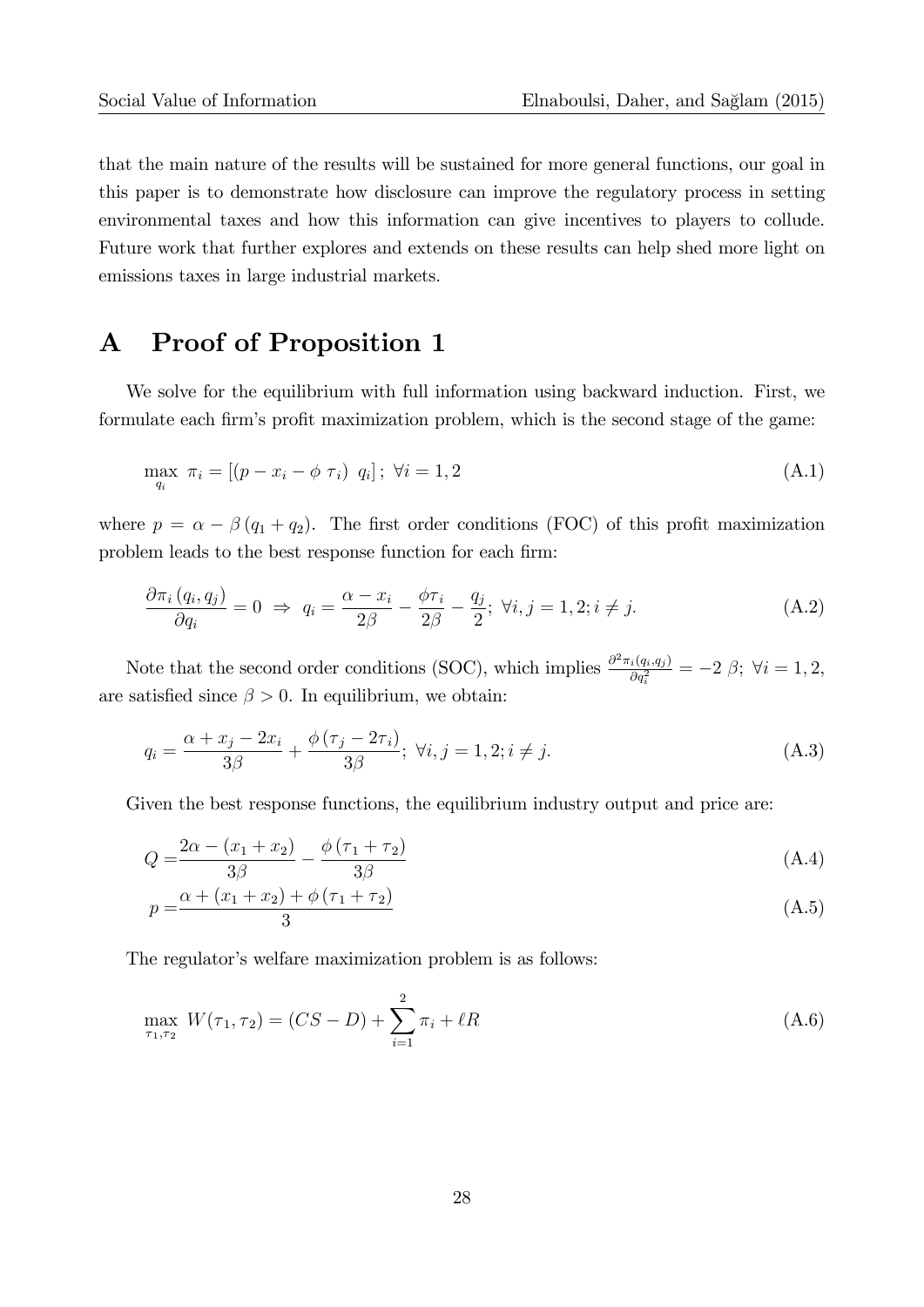that the main nature of the results will be sustained for more general functions, our goal in this paper is to demonstrate how disclosure can improve the regulatory process in setting environmental taxes and how this information can give incentives to players to collude. Future work that further explores and extends on these results can help shed more light on emissions taxes in large industrial markets.

# A Proof of Proposition 1

We solve for the equilibrium with full information using backward induction. First, we formulate each firm's profit maximization problem, which is the second stage of the game:

$$\max_{q_i} \; \pi_i = \left[(p - x_i - \phi \; \tau_i) \;\; q_i\right]; \; \forall i = 1, 2 \tag{A.1}$$

where $p = \alpha - \beta \left(q_1 + q_2\right)$. The first order conditions (FOC) of this profit maximization problem leads to the best response function for each firm:

$$\frac{\partial \pi_i \left(q_i, q_j\right)}{\partial q_i} = 0 \;\Rightarrow\; q_i = \frac{\alpha - x_i}{2\beta} - \frac{\phi \tau_i}{2\beta} - \frac{q_j}{2}; \; \forall i, j = 1, 2; i \neq j. \tag{A.2}$$

Note that the second order conditions (SOC), which implies $\frac{\partial^2 \pi_i(q_i, q_j)}{\partial q_i^2} = -2 \; \beta; \; \forall i = 1, 2$, are satisfied since $\beta > 0$. In equilibrium, we obtain:

$$q_i = \frac{\alpha + x_j - 2x_i}{3\beta} + \frac{\phi \left(\tau_j - 2\tau_i\right)}{3\beta}; \; \forall i, j = 1, 2; i \neq j. \tag{A.3}$$

Given the best response functions, the equilibrium industry output and price are:

$$Q = \frac{2\alpha - (x_1 + x_2)}{3\beta} - \frac{\phi \left(\tau_1 + \tau_2\right)}{3\beta} \tag{A.4}$$

$$p = \frac{\alpha + (x_1 + x_2) + \phi \left(\tau_1 + \tau_2\right)}{3} \tag{A.5}$$

The regulator's welfare maximization problem is as follows:

$$\max_{\tau_1, \tau_2} \; W(\tau_1, \tau_2) = (CS - D) + \sum_{i=1}^{2} \pi_i + \ell R \tag{A.6}$$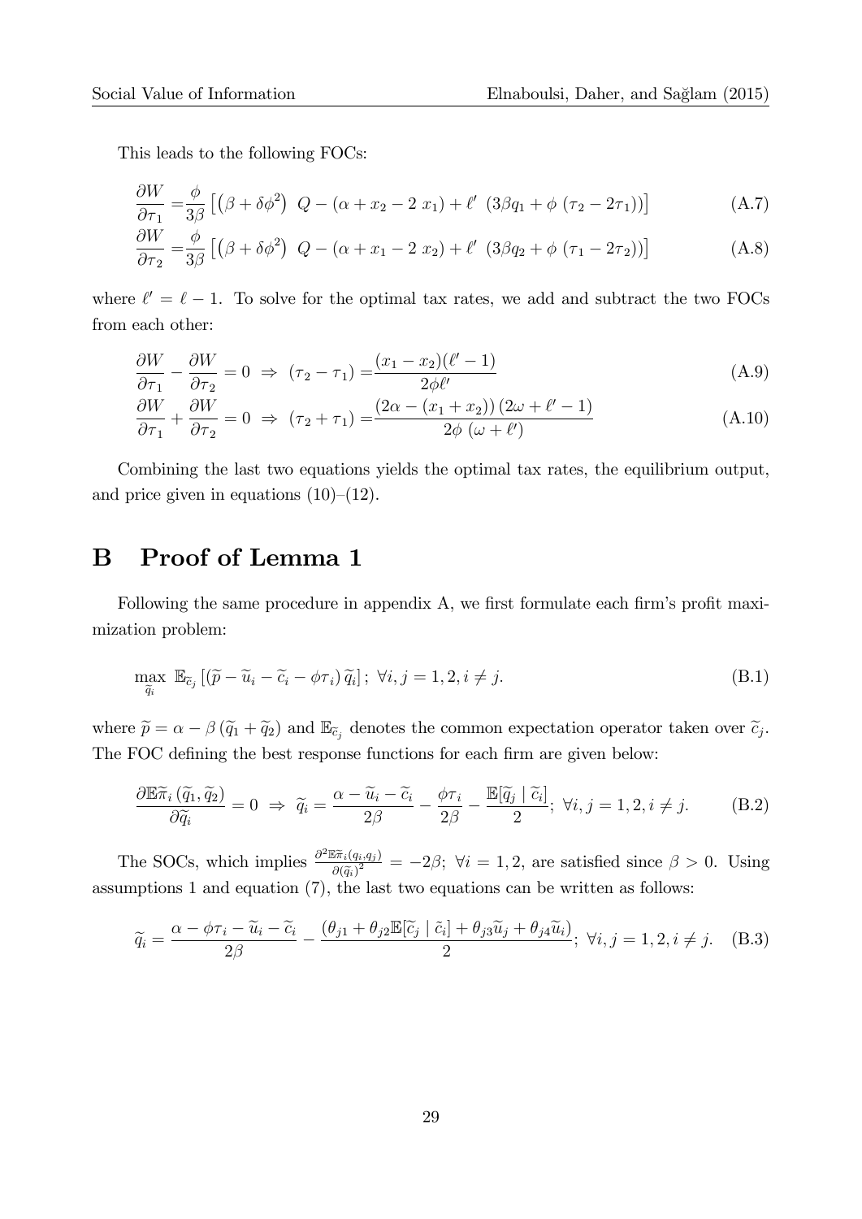This leads to the following FOCs:

$$
\frac{\partial W}{\partial \tau_1} = \frac{\phi}{3\beta}\left[\left(\beta + \delta\phi^2\right)\ Q - (\alpha + x_2 - 2\ x_1) + \ell'\ \left(3\beta q_1 + \phi\ (\tau_2 - 2\tau_1)\right)\right] \tag{A.7}
$$

$$
\frac{\partial W}{\partial \tau_2} = \frac{\phi}{3\beta}\left[\left(\beta + \delta\phi^2\right)\ Q - (\alpha + x_1 - 2\ x_2) + \ell'\ \left(3\beta q_2 + \phi\ (\tau_1 - 2\tau_2)\right)\right] \tag{A.8}
$$

where $\ell' = \ell - 1$. To solve for the optimal tax rates, we add and subtract the two FOCs from each other:

$$
\frac{\partial W}{\partial \tau_1} - \frac{\partial W}{\partial \tau_2} = 0 \ \Rightarrow\ (\tau_2 - \tau_1) = \frac{(x_1 - x_2)(\ell' - 1)}{2\phi\ell'} \tag{A.9}
$$

$$
\frac{\partial W}{\partial \tau_1} + \frac{\partial W}{\partial \tau_2} = 0 \ \Rightarrow\ (\tau_2 + \tau_1) = \frac{\left(2\alpha - (x_1 + x_2)\right)\left(2\omega + \ell' - 1\right)}{2\phi\ (\omega + \ell')} \tag{A.10}
$$

Combining the last two equations yields the optimal tax rates, the equilibrium output, and price given in equations (10)–(12).

# B Proof of Lemma 1

Following the same procedure in appendix A, we first formulate each firm's profit maximization problem:

$$
\max_{\widetilde{q}_i}\ \mathbb{E}_{\widetilde{c}_j}\left[\left(\widetilde{p} - \widetilde{u}_i - \widetilde{c}_i - \phi\tau_i\right)\widetilde{q}_i\right];\ \forall i, j = 1, 2, i \neq j. \tag{B.1}
$$

where $\widetilde{p} = \alpha - \beta\left(\widetilde{q}_1 + \widetilde{q}_2\right)$ and $\mathbb{E}_{\widetilde{c}_j}$ denotes the common expectation operator taken over $\widetilde{c}_j$. The FOC defining the best response functions for each firm are given below:

$$
\frac{\partial \mathbb{E}\widetilde{\pi}_i\left(\widetilde{q}_1, \widetilde{q}_2\right)}{\partial \widetilde{q}_i} = 0 \ \Rightarrow\ \widetilde{q}_i = \frac{\alpha - \widetilde{u}_i - \widetilde{c}_i}{2\beta} - \frac{\phi\tau_i}{2\beta} - \frac{\mathbb{E}[\widetilde{q}_j \mid \widetilde{c}_i]}{2};\ \forall i, j = 1, 2, i \neq j. \tag{B.2}
$$

The SOCs, which implies $\frac{\partial^2 \mathbb{E}\widetilde{\pi}_i(q_i, q_j)}{\partial (\widetilde{q}_i)^2} = -2\beta;\ \forall i = 1, 2$, are satisfied since $\beta > 0$. Using assumptions 1 and equation (7), the last two equations can be written as follows:

$$
\widetilde{q}_i = \frac{\alpha - \phi\tau_i - \widetilde{u}_i - \widetilde{c}_i}{2\beta} - \frac{\left(\theta_{j1} + \theta_{j2}\mathbb{E}[\widetilde{c}_j \mid \tilde{c}_i] + \theta_{j3}\widetilde{u}_j + \theta_{j4}\widetilde{u}_i\right)}{2};\ \forall i, j = 1, 2, i \neq j. \tag{B.3}
$$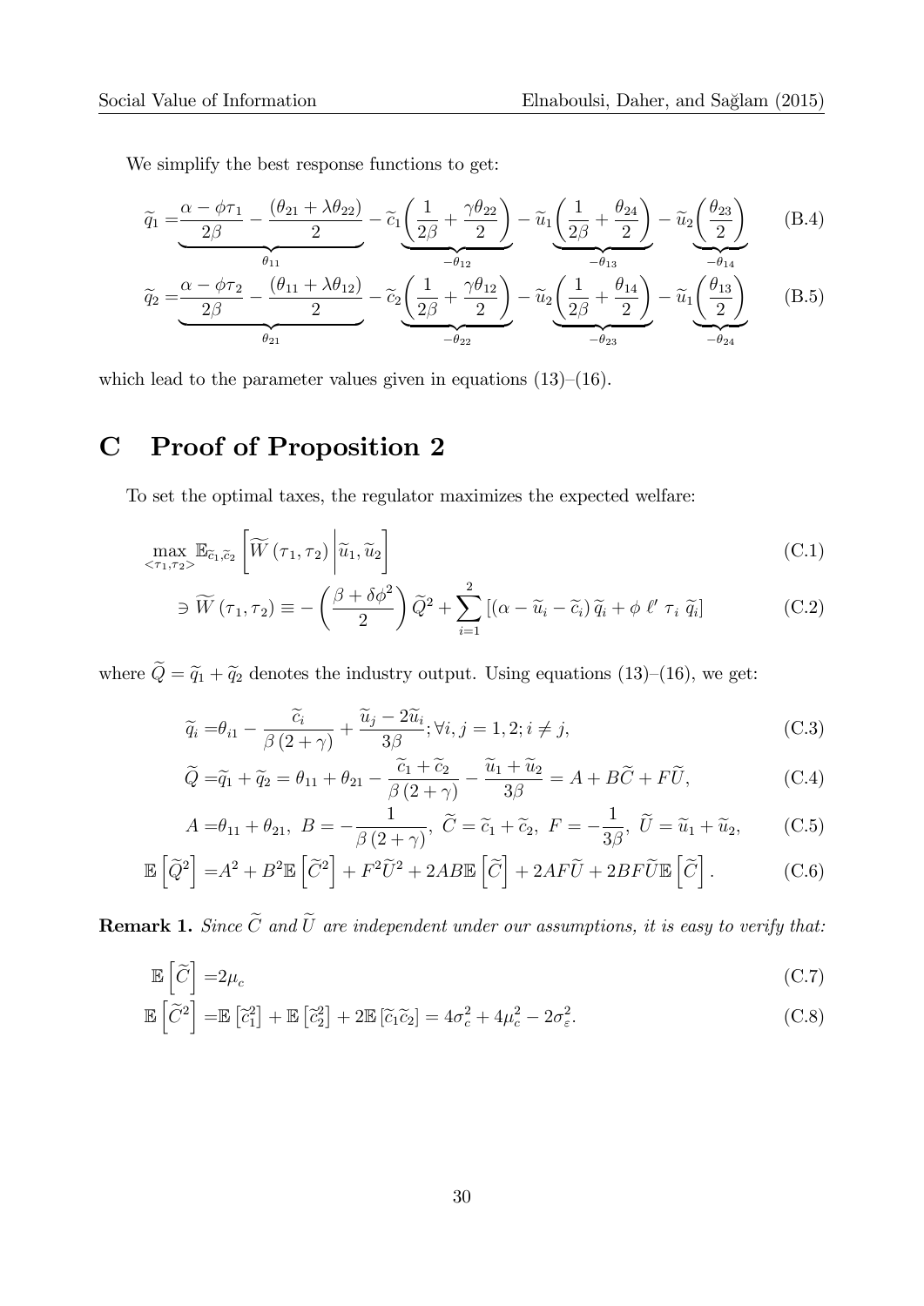We simplify the best response functions to get:

$$\widetilde{q}_1 = \underbrace{\frac{\alpha - \phi\tau_1}{2\beta} - \frac{(\theta_{21} + \lambda\theta_{22})}{2}}_{\theta_{11}} - \widetilde{c}_1 \underbrace{\left(\frac{1}{2\beta} + \frac{\gamma\theta_{22}}{2}\right)}_{-\theta_{12}} - \widetilde{u}_1 \underbrace{\left(\frac{1}{2\beta} + \frac{\theta_{24}}{2}\right)}_{-\theta_{13}} - \widetilde{u}_2 \underbrace{\left(\frac{\theta_{23}}{2}\right)}_{-\theta_{14}} \tag{B.4}$$

$$\widetilde{q}_2 = \underbrace{\frac{\alpha - \phi\tau_2}{2\beta} - \frac{(\theta_{11} + \lambda\theta_{12})}{2}}_{\theta_{21}} - \widetilde{c}_2 \underbrace{\left(\frac{1}{2\beta} + \frac{\gamma\theta_{12}}{2}\right)}_{-\theta_{22}} - \widetilde{u}_2 \underbrace{\left(\frac{1}{2\beta} + \frac{\theta_{14}}{2}\right)}_{-\theta_{23}} - \widetilde{u}_1 \underbrace{\left(\frac{\theta_{13}}{2}\right)}_{-\theta_{24}} \tag{B.5}$$

which lead to the parameter values given in equations (13)–(16).

# C Proof of Proposition 2

To set the optimal taxes, the regulator maximizes the expected welfare:

$$\max_{<\tau_1,\tau_2>} \mathbb{E}_{\widetilde{c}_1,\widetilde{c}_2}\left[\widetilde{W}(\tau_1,\tau_2)\,\middle|\,\widetilde{u}_1,\widetilde{u}_2\right] \tag{C.1}$$

$$\ni \widetilde{W}(\tau_1,\tau_2) \equiv -\left(\frac{\beta+\delta\phi^2}{2}\right)\widetilde{Q}^2 + \sum_{i=1}^{2}\left[(\alpha - \widetilde{u}_i - \widetilde{c}_i)\,\widetilde{q}_i + \phi\ \ell'\ \tau_i\ \widetilde{q}_i\right] \tag{C.2}$$

where $\widetilde{Q} = \widetilde{q}_1 + \widetilde{q}_2$ denotes the industry output. Using equations (13)–(16), we get:

$$\widetilde{q}_i = \theta_{i1} - \frac{\widetilde{c}_i}{\beta(2+\gamma)} + \frac{\widetilde{u}_j - 2\widetilde{u}_i}{3\beta};\forall i,j = 1,2; i \neq j, \tag{C.3}$$

$$\widetilde{Q} = \widetilde{q}_1 + \widetilde{q}_2 = \theta_{11} + \theta_{21} - \frac{\widetilde{c}_1 + \widetilde{c}_2}{\beta(2+\gamma)} - \frac{\widetilde{u}_1 + \widetilde{u}_2}{3\beta} = A + B\widetilde{C} + F\widetilde{U}, \tag{C.4}$$

$$A = \theta_{11} + \theta_{21},\ B = -\frac{1}{\beta(2+\gamma)},\ \widetilde{C} = \widetilde{c}_1 + \widetilde{c}_2,\ F = -\frac{1}{3\beta},\ \widetilde{U} = \widetilde{u}_1 + \widetilde{u}_2, \tag{C.5}$$

$$\mathbb{E}\left[\widetilde{Q}^2\right] = A^2 + B^2\mathbb{E}\left[\widetilde{C}^2\right] + F^2\widetilde{U}^2 + 2AB\mathbb{E}\left[\widetilde{C}\right] + 2AF\widetilde{U} + 2BF\widetilde{U}\mathbb{E}\left[\widetilde{C}\right]. \tag{C.6}$$

**Remark 1.** *Since $\widetilde{C}$ and $\widetilde{U}$ are independent under our assumptions, it is easy to verify that:*

$$\mathbb{E}\left[\widetilde{C}\right] = 2\mu_c \tag{C.7}$$

$$\mathbb{E}\left[\widetilde{C}^2\right] = \mathbb{E}\left[\widetilde{c}_1^2\right] + \mathbb{E}\left[\widetilde{c}_2^2\right] + 2\mathbb{E}\left[\widetilde{c}_1\widetilde{c}_2\right] = 4\sigma_c^2 + 4\mu_c^2 - 2\sigma_\varepsilon^2. \tag{C.8}$$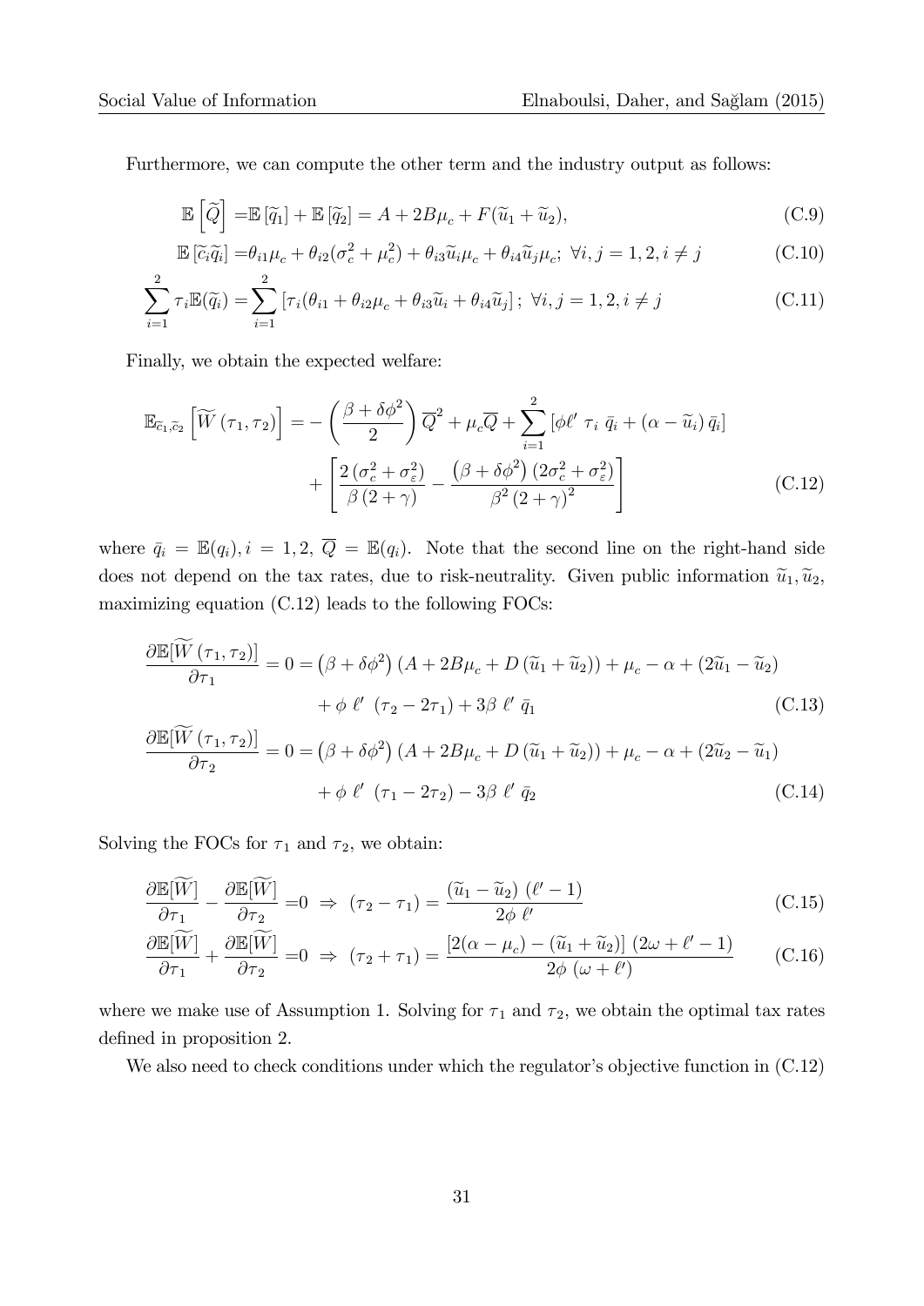Furthermore, we can compute the other term and the industry output as follows:

$$\mathbb{E}\left[\widetilde{Q}\right] = \mathbb{E}\left[\widetilde{q}_1\right] + \mathbb{E}\left[\widetilde{q}_2\right] = A + 2B\mu_c + F(\widetilde{u}_1 + \widetilde{u}_2), \tag{C.9}$$

$$\mathbb{E}\left[\widetilde{c}_i\widetilde{q}_i\right] = \theta_{i1}\mu_c + \theta_{i2}(\sigma_c^2 + \mu_c^2) + \theta_{i3}\widetilde{u}_i\mu_c + \theta_{i4}\widetilde{u}_j\mu_c;\ \forall i,j = 1,2, i \neq j \tag{C.10}$$

$$\sum_{i=1}^{2}\tau_i\mathbb{E}(\widetilde{q}_i) = \sum_{i=1}^{2}\left[\tau_i(\theta_{i1} + \theta_{i2}\mu_c + \theta_{i3}\widetilde{u}_i + \theta_{i4}\widetilde{u}_j\right];\ \forall i,j = 1,2, i \neq j \tag{C.11}$$

Finally, we obtain the expected welfare:

$$\mathbb{E}_{\widetilde{c}_1,\widetilde{c}_2}\left[\widetilde{W}\left(\tau_1,\tau_2\right)\right] = -\left(\frac{\beta + \delta\phi^2}{2}\right)\overline{Q}^2 + \mu_c\overline{Q} + \sum_{i=1}^{2}\left[\phi\ell'\ \tau_i\ \bar{q}_i + \left(\alpha - \widetilde{u}_i\right)\bar{q}_i\right] + \left[\frac{2\left(\sigma_c^2 + \sigma_\varepsilon^2\right)}{\beta\left(2+\gamma\right)} - \frac{\left(\beta + \delta\phi^2\right)\left(2\sigma_c^2 + \sigma_\varepsilon^2\right)}{\beta^2\left(2+\gamma\right)^2}\right] \tag{C.12}$$

where $\bar{q}_i = \mathbb{E}(q_i), i = 1,2$, $\overline{Q} = \mathbb{E}(q_i)$. Note that the second line on the right-hand side does not depend on the tax rates, due to risk-neutrality. Given public information $\widetilde{u}_1, \widetilde{u}_2$, maximizing equation (C.12) leads to the following FOCs:

$$\frac{\partial\mathbb{E}[\widetilde{W}\left(\tau_1,\tau_2\right)]}{\partial\tau_1} = 0 = \left(\beta + \delta\phi^2\right)\left(A + 2B\mu_c + D\left(\widetilde{u}_1 + \widetilde{u}_2\right)\right) + \mu_c - \alpha + \left(2\widetilde{u}_1 - \widetilde{u}_2\right) + \phi\ \ell'\ \left(\tau_2 - 2\tau_1\right) + 3\beta\ \ell'\ \bar{q}_1 \tag{C.13}$$

$$\frac{\partial\mathbb{E}[\widetilde{W}\left(\tau_1,\tau_2\right)]}{\partial\tau_2} = 0 = \left(\beta + \delta\phi^2\right)\left(A + 2B\mu_c + D\left(\widetilde{u}_1 + \widetilde{u}_2\right)\right) + \mu_c - \alpha + \left(2\widetilde{u}_2 - \widetilde{u}_1\right) + \phi\ \ell'\ \left(\tau_1 - 2\tau_2\right) - 3\beta\ \ell'\ \bar{q}_2 \tag{C.14}$$

Solving the FOCs for $\tau_1$ and $\tau_2$, we obtain:

$$\frac{\partial\mathbb{E}[\widetilde{W}]}{\partial\tau_1} - \frac{\partial\mathbb{E}[\widetilde{W}]}{\partial\tau_2} = 0\ \Rightarrow\ \left(\tau_2 - \tau_1\right) = \frac{\left(\widetilde{u}_1 - \widetilde{u}_2\right)\ \left(\ell' - 1\right)}{2\phi\ \ell'} \tag{C.15}$$

$$\frac{\partial\mathbb{E}[\widetilde{W}]}{\partial\tau_1} + \frac{\partial\mathbb{E}[\widetilde{W}]}{\partial\tau_2} = 0\ \Rightarrow\ \left(\tau_2 + \tau_1\right) = \frac{\left[2(\alpha - \mu_c) - \left(\widetilde{u}_1 + \widetilde{u}_2\right)\right]\ \left(2\omega + \ell' - 1\right)}{2\phi\ \left(\omega + \ell'\right)} \tag{C.16}$$

where we make use of Assumption 1. Solving for $\tau_1$ and $\tau_2$, we obtain the optimal tax rates defined in proposition 2.

We also need to check conditions under which the regulator's objective function in (C.12)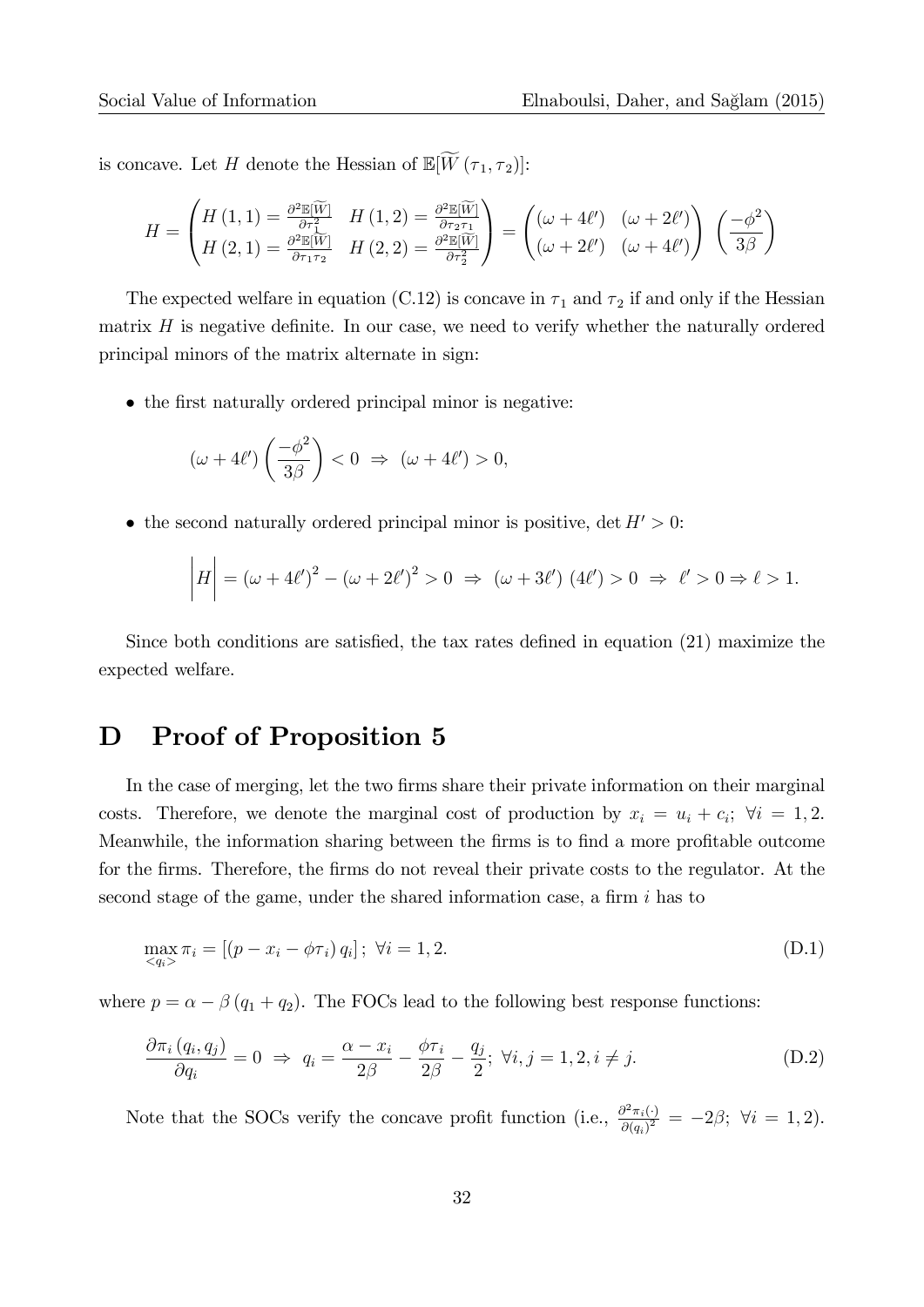is concave. Let $H$ denote the Hessian of $\mathbb{E}[\widetilde{W}(\tau_1, \tau_2)]$:

$$H = \begin{pmatrix} H(1,1) = \frac{\partial^2 \mathbb{E}[\widetilde{W}]}{\partial \tau_1^2} & H(1,2) = \frac{\partial^2 \mathbb{E}[\widetilde{W}]}{\partial \tau_2 \tau_1} \\ H(2,1) = \frac{\partial^2 \mathbb{E}[\widetilde{W}]}{\partial \tau_1 \tau_2} & H(2,2) = \frac{\partial^2 \mathbb{E}[\widetilde{W}]}{\partial \tau_2^2} \end{pmatrix} = \begin{pmatrix} (\omega + 4\ell') & (\omega + 2\ell') \\ (\omega + 2\ell') & (\omega + 4\ell') \end{pmatrix} \left( \frac{-\phi^2}{3\beta} \right)$$

The expected welfare in equation (C.12) is concave in $\tau_1$ and $\tau_2$ if and only if the Hessian matrix $H$ is negative definite. In our case, we need to verify whether the naturally ordered principal minors of the matrix alternate in sign:

- the first naturally ordered principal minor is negative:

$$(\omega + 4\ell') \left( \frac{-\phi^2}{3\beta} \right) < 0 \;\Rightarrow\; (\omega + 4\ell') > 0,$$

- the second naturally ordered principal minor is positive, $\det H' > 0$:

$$\left| H \right| = (\omega + 4\ell')^2 - (\omega + 2\ell')^2 > 0 \;\Rightarrow\; (\omega + 3\ell')\,(4\ell') > 0 \;\Rightarrow\; \ell' > 0 \Rightarrow \ell > 1.$$

Since both conditions are satisfied, the tax rates defined in equation (21) maximize the expected welfare.

# D Proof of Proposition 5

In the case of merging, let the two firms share their private information on their marginal costs. Therefore, we denote the marginal cost of production by $x_i = u_i + c_i;\ \forall i = 1, 2$. Meanwhile, the information sharing between the firms is to find a more profitable outcome for the firms. Therefore, the firms do not reveal their private costs to the regulator. At the second stage of the game, under the shared information case, a firm $i$ has to

$$\max_{<q_i>} \pi_i = \left[ (p - x_i - \phi\tau_i)\, q_i \right];\ \forall i = 1, 2. \tag{D.1}$$

where $p = \alpha - \beta(q_1 + q_2)$. The FOCs lead to the following best response functions:

$$\frac{\partial \pi_i (q_i, q_j)}{\partial q_i} = 0 \;\Rightarrow\; q_i = \frac{\alpha - x_i}{2\beta} - \frac{\phi\tau_i}{2\beta} - \frac{q_j}{2};\ \forall i, j = 1, 2, i \neq j. \tag{D.2}$$

Note that the SOCs verify the concave profit function (i.e., $\frac{\partial^2 \pi_i(\cdot)}{\partial (q_i)^2} = -2\beta;\ \forall i = 1, 2$).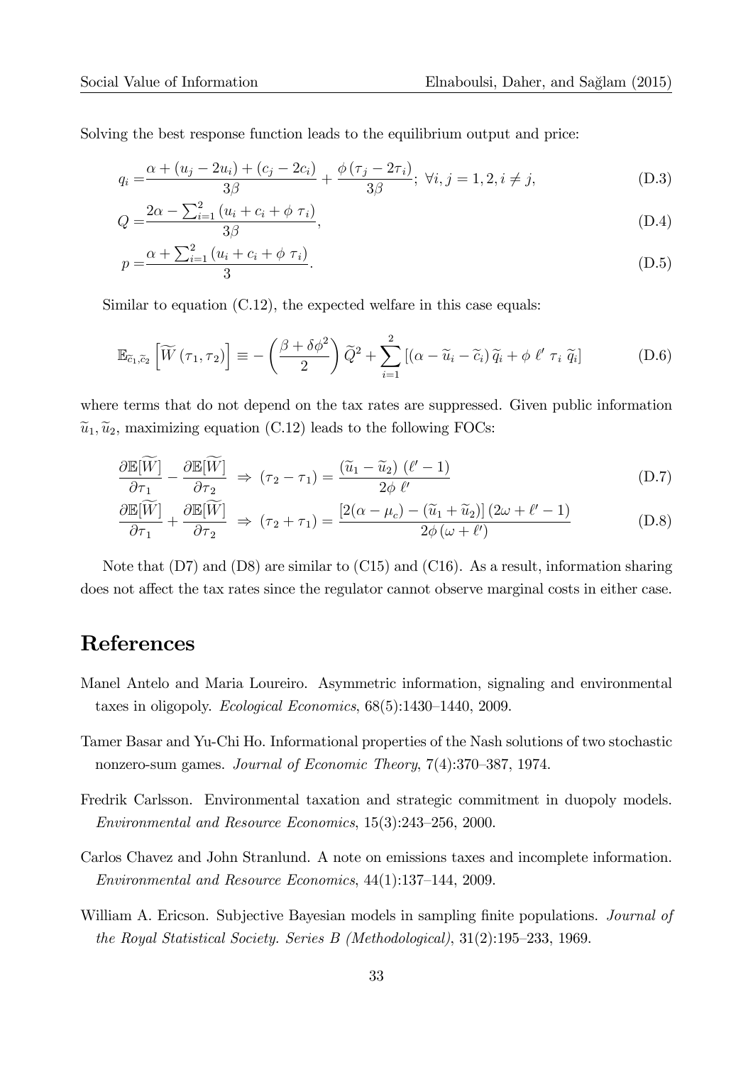Solving the best response function leads to the equilibrium output and price:

$$q_i = \frac{\alpha + (u_j - 2u_i) + (c_j - 2c_i)}{3\beta} + \frac{\phi\,(\tau_j - 2\tau_i)}{3\beta};\ \forall i, j = 1, 2, i \neq j, \tag{D.3}$$

$$Q = \frac{2\alpha - \sum_{i=1}^{2}(u_i + c_i + \phi\ \tau_i)}{3\beta}, \tag{D.4}$$

$$p = \frac{\alpha + \sum_{i=1}^{2}(u_i + c_i + \phi\ \tau_i)}{3}. \tag{D.5}$$

Similar to equation (C.12), the expected welfare in this case equals:

$$\mathbb{E}_{\widetilde{c}_1, \widetilde{c}_2}\left[\widetilde{W}(\tau_1, \tau_2)\right] \equiv -\left(\frac{\beta + \delta\phi^2}{2}\right)\widetilde{Q}^2 + \sum_{i=1}^{2}\left[(\alpha - \widetilde{u}_i - \widetilde{c}_i)\,\widetilde{q}_i + \phi\ \ell'\ \tau_i\ \widetilde{q}_i\right] \tag{D.6}$$

where terms that do not depend on the tax rates are suppressed. Given public information $\widetilde{u}_1, \widetilde{u}_2$, maximizing equation (C.12) leads to the following FOCs:

$$\frac{\partial \mathbb{E}[\widetilde{W}]}{\partial \tau_1} - \frac{\partial \mathbb{E}[\widetilde{W}]}{\partial \tau_2}\ \Rightarrow\ (\tau_2 - \tau_1) = \frac{(\widetilde{u}_1 - \widetilde{u}_2)\ (\ell' - 1)}{2\phi\ \ell'} \tag{D.7}$$

$$\frac{\partial \mathbb{E}[\widetilde{W}]}{\partial \tau_1} + \frac{\partial \mathbb{E}[\widetilde{W}]}{\partial \tau_2}\ \Rightarrow\ (\tau_2 + \tau_1) = \frac{[2(\alpha - \mu_c) - (\widetilde{u}_1 + \widetilde{u}_2)]\,(2\omega + \ell' - 1)}{2\phi\,(\omega + \ell')} \tag{D.8}$$

Note that (D7) and (D8) are similar to (C15) and (C16). As a result, information sharing does not affect the tax rates since the regulator cannot observe marginal costs in either case.

# References

Manel Antelo and Maria Loureiro. Asymmetric information, signaling and environmental taxes in oligopoly. *Ecological Economics*, 68(5):1430–1440, 2009.

Tamer Basar and Yu-Chi Ho. Informational properties of the Nash solutions of two stochastic nonzero-sum games. *Journal of Economic Theory*, 7(4):370–387, 1974.

Fredrik Carlsson. Environmental taxation and strategic commitment in duopoly models. *Environmental and Resource Economics*, 15(3):243–256, 2000.

Carlos Chavez and John Stranlund. A note on emissions taxes and incomplete information. *Environmental and Resource Economics*, 44(1):137–144, 2009.

William A. Ericson. Subjective Bayesian models in sampling finite populations. *Journal of the Royal Statistical Society. Series B (Methodological)*, 31(2):195–233, 1969.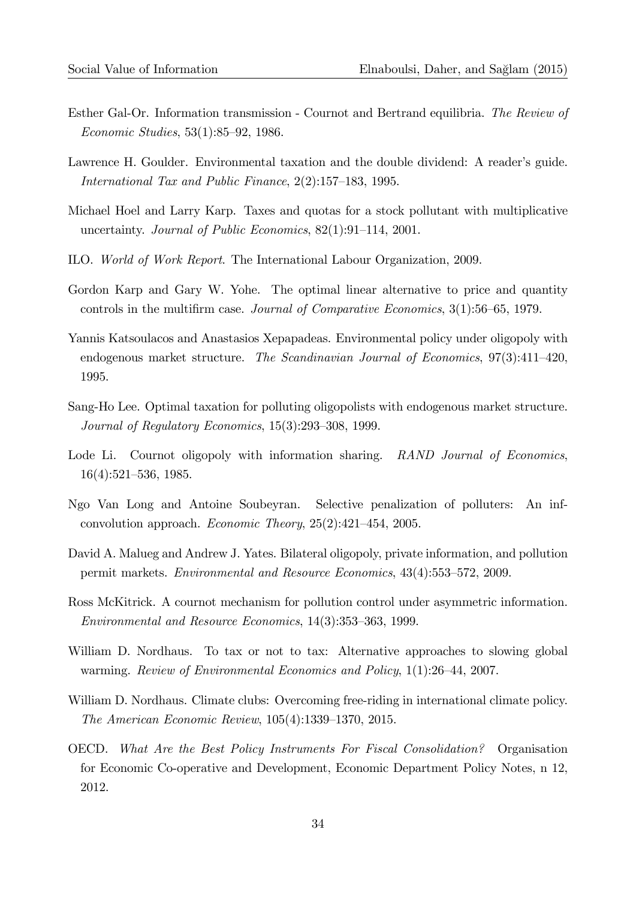Esther Gal-Or. Information transmission - Cournot and Bertrand equilibria. *The Review of Economic Studies*, 53(1):85–92, 1986.

Lawrence H. Goulder. Environmental taxation and the double dividend: A reader's guide. *International Tax and Public Finance*, 2(2):157–183, 1995.

Michael Hoel and Larry Karp. Taxes and quotas for a stock pollutant with multiplicative uncertainty. *Journal of Public Economics*, 82(1):91–114, 2001.

ILO. *World of Work Report*. The International Labour Organization, 2009.

Gordon Karp and Gary W. Yohe. The optimal linear alternative to price and quantity controls in the multifirm case. *Journal of Comparative Economics*, 3(1):56–65, 1979.

Yannis Katsoulacos and Anastasios Xepapadeas. Environmental policy under oligopoly with endogenous market structure. *The Scandinavian Journal of Economics*, 97(3):411–420, 1995.

Sang-Ho Lee. Optimal taxation for polluting oligopolists with endogenous market structure. *Journal of Regulatory Economics*, 15(3):293–308, 1999.

Lode Li. Cournot oligopoly with information sharing. *RAND Journal of Economics*, 16(4):521–536, 1985.

Ngo Van Long and Antoine Soubeyran. Selective penalization of polluters: An inf-convolution approach. *Economic Theory*, 25(2):421–454, 2005.

David A. Malueg and Andrew J. Yates. Bilateral oligopoly, private information, and pollution permit markets. *Environmental and Resource Economics*, 43(4):553–572, 2009.

Ross McKitrick. A cournot mechanism for pollution control under asymmetric information. *Environmental and Resource Economics*, 14(3):353–363, 1999.

William D. Nordhaus. To tax or not to tax: Alternative approaches to slowing global warming. *Review of Environmental Economics and Policy*, 1(1):26–44, 2007.

William D. Nordhaus. Climate clubs: Overcoming free-riding in international climate policy. *The American Economic Review*, 105(4):1339–1370, 2015.

OECD. *What Are the Best Policy Instruments For Fiscal Consolidation?* Organisation for Economic Co-operative and Development, Economic Department Policy Notes, n 12, 2012.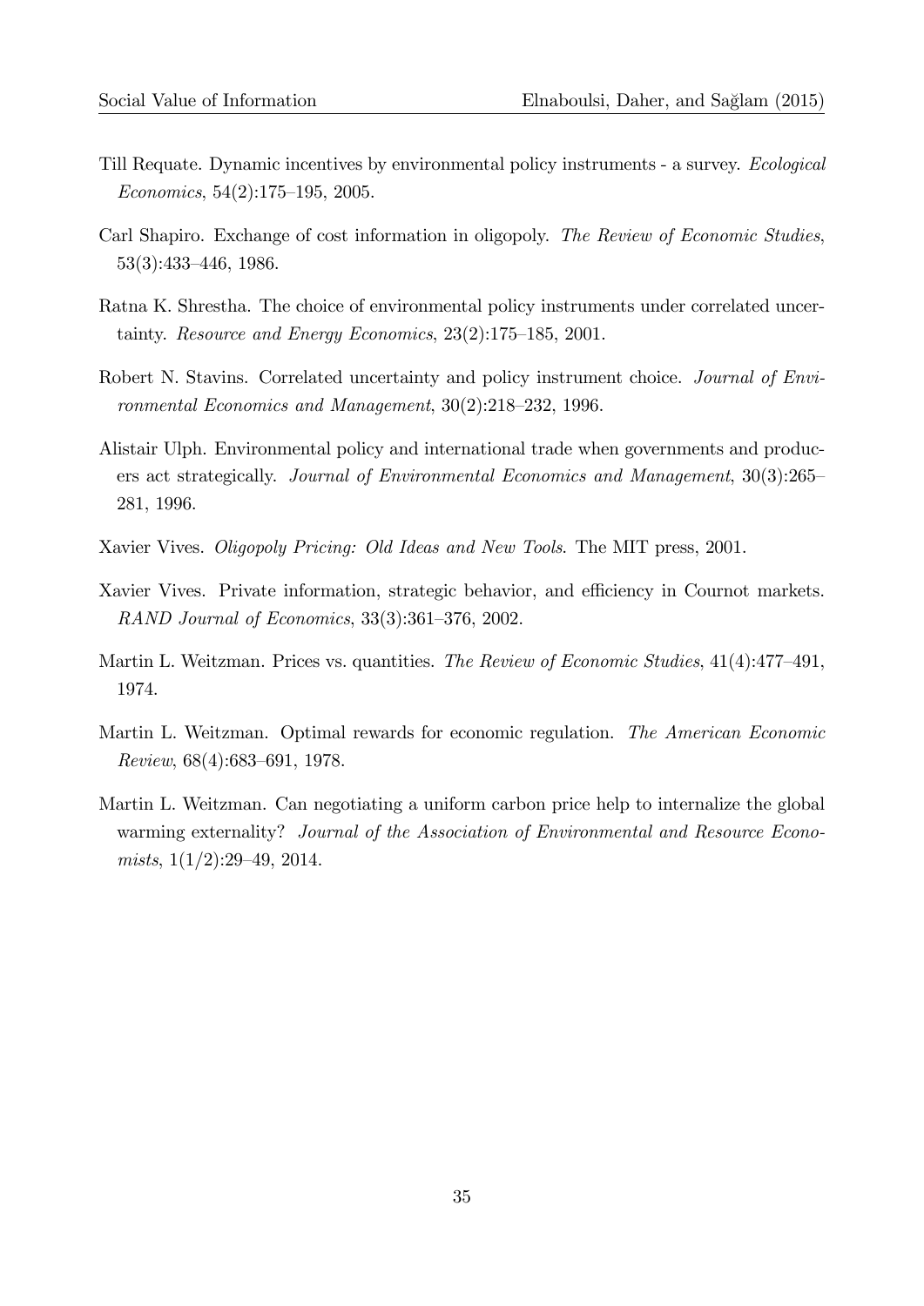Till Requate. Dynamic incentives by environmental policy instruments - a survey. *Ecological Economics*, 54(2):175–195, 2005.

Carl Shapiro. Exchange of cost information in oligopoly. *The Review of Economic Studies*, 53(3):433–446, 1986.

Ratna K. Shrestha. The choice of environmental policy instruments under correlated uncertainty. *Resource and Energy Economics*, 23(2):175–185, 2001.

Robert N. Stavins. Correlated uncertainty and policy instrument choice. *Journal of Environmental Economics and Management*, 30(2):218–232, 1996.

Alistair Ulph. Environmental policy and international trade when governments and producers act strategically. *Journal of Environmental Economics and Management*, 30(3):265–281, 1996.

Xavier Vives. *Oligopoly Pricing: Old Ideas and New Tools*. The MIT press, 2001.

Xavier Vives. Private information, strategic behavior, and efficiency in Cournot markets. *RAND Journal of Economics*, 33(3):361–376, 2002.

Martin L. Weitzman. Prices vs. quantities. *The Review of Economic Studies*, 41(4):477–491, 1974.

Martin L. Weitzman. Optimal rewards for economic regulation. *The American Economic Review*, 68(4):683–691, 1978.

Martin L. Weitzman. Can negotiating a uniform carbon price help to internalize the global warming externality? *Journal of the Association of Environmental and Resource Economists*, 1(1/2):29–49, 2014.